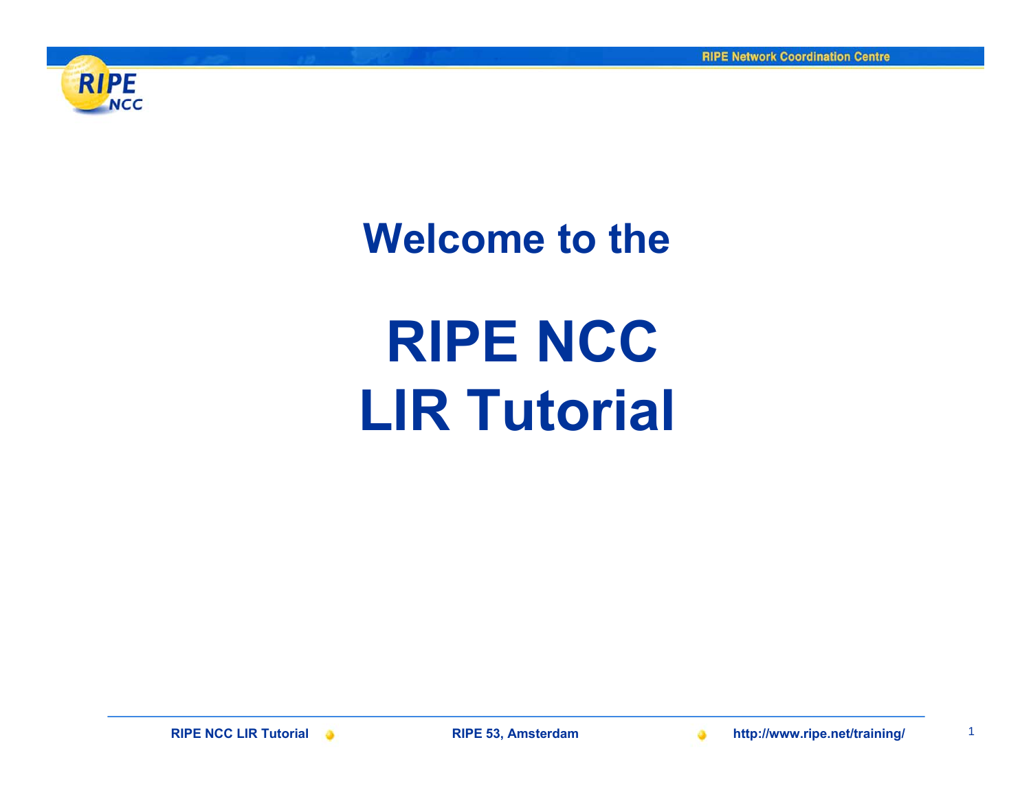# Welcome to the

# RIPE NCC LIR Tutorial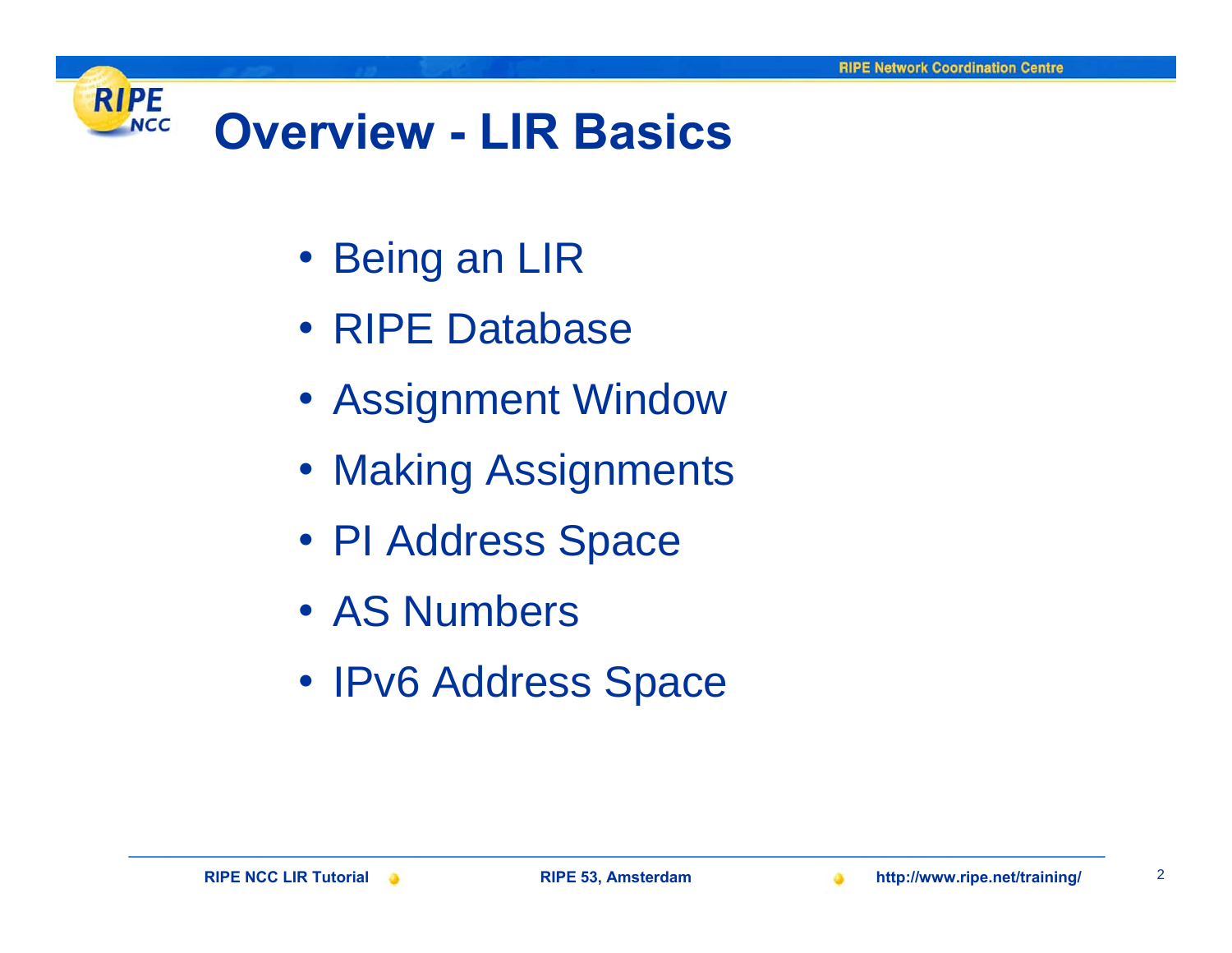# Overview - LIR Basics

- Being an LIR
- RIPE Database
- Assignment Window
- Making Assignments
- PI Address Space
- AS Numbers
- IPv6 Address Space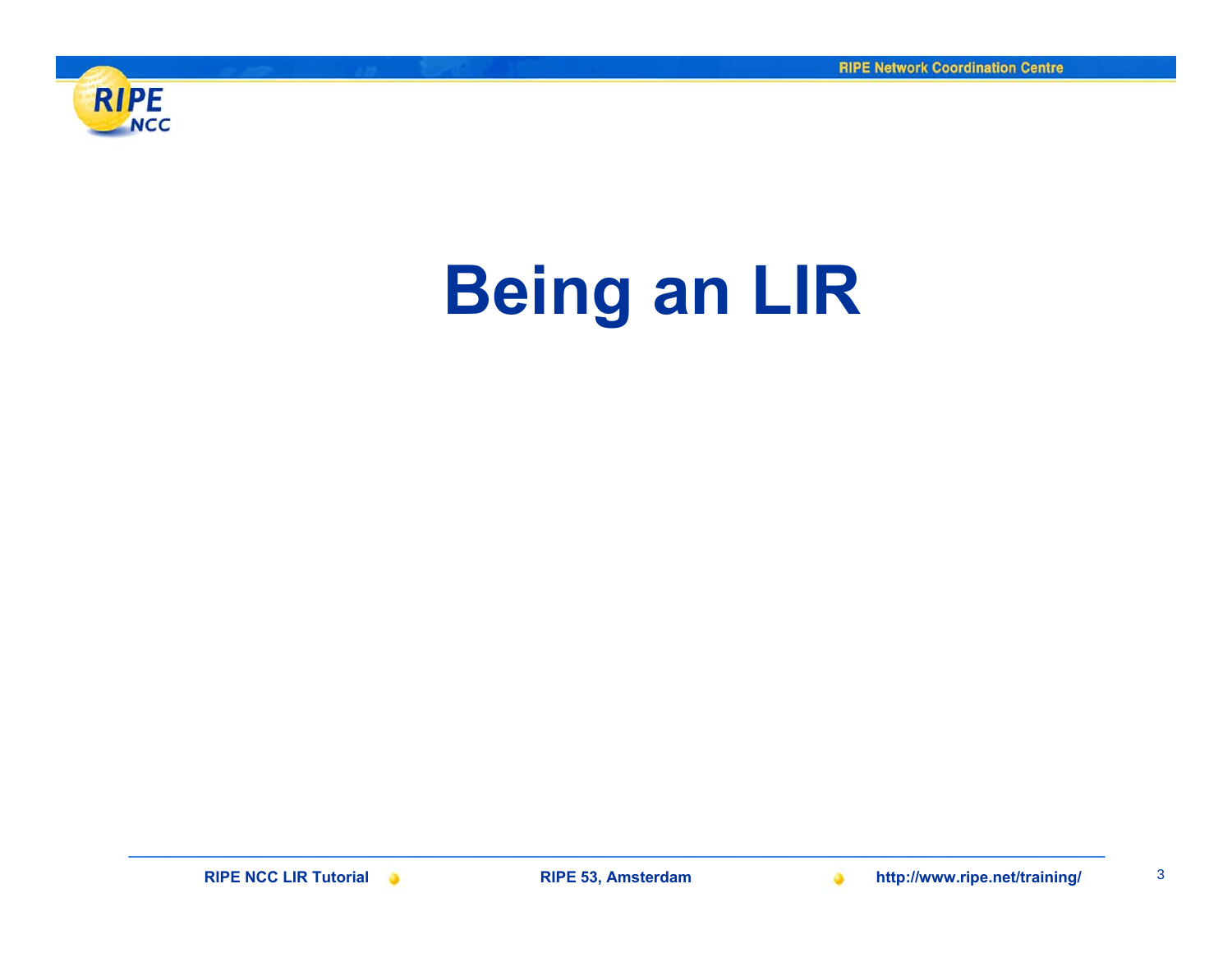# Being an LIR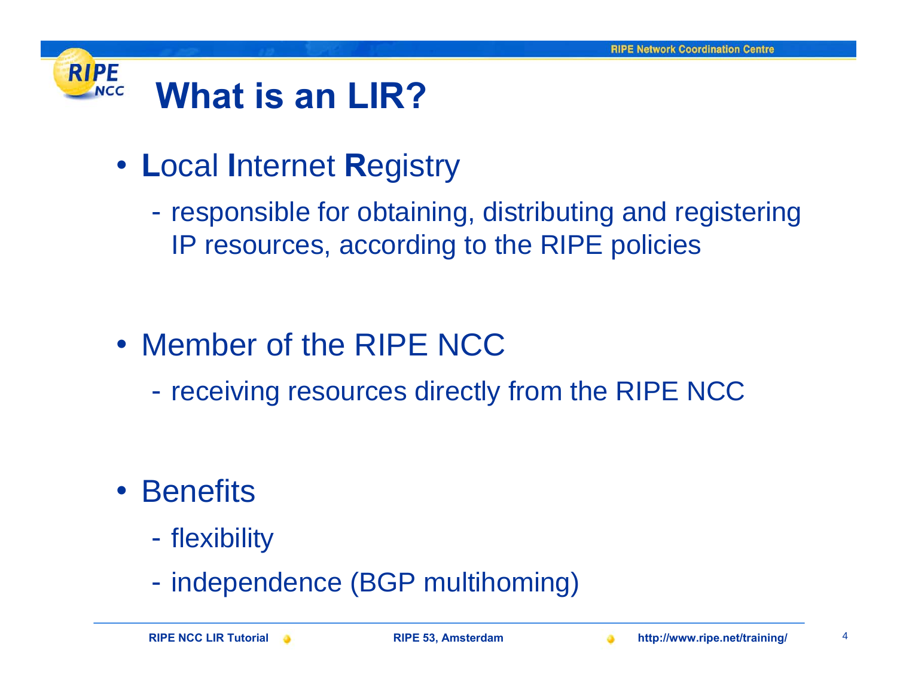# What is an LIR?

- **L**ocal **I**nternet **R**egistry
  - responsible for obtaining, distributing and registering IP resources, according to the RIPE policies

- Member of the RIPE NCC
  - receiving resources directly from the RIPE NCC

- Benefits
  - flexibility
  - independence (BGP multihoming)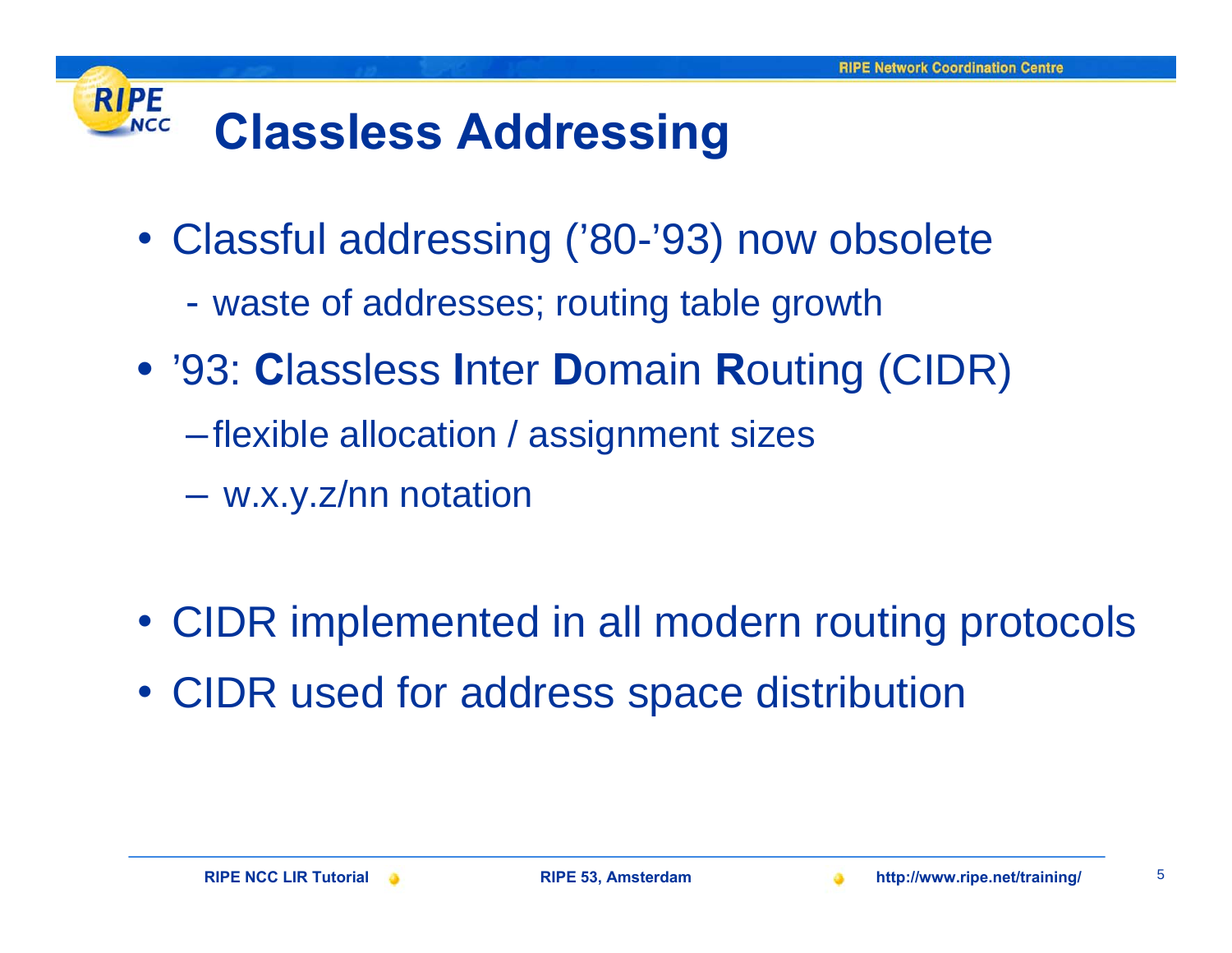# Classless Addressing

- Classful addressing ('80-'93) now obsolete
  - waste of addresses; routing table growth
- '93: **C**lassless **I**nter **D**omain **R**outing (CIDR)
  - flexible allocation / assignment sizes
  - w.x.y.z/nn notation

- CIDR implemented in all modern routing protocols
- CIDR used for address space distribution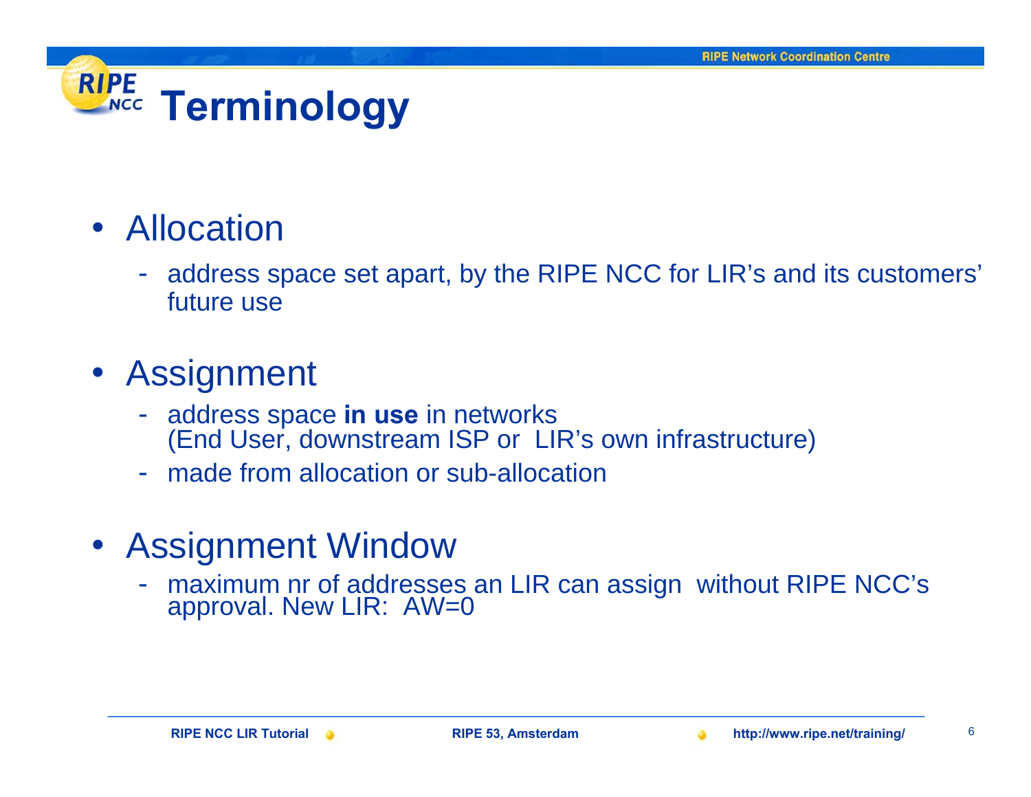# Terminology

- Allocation
  - address space set apart, by the RIPE NCC for LIR's and its customers' future use

- Assignment
  - address space **in use** in networks (End User, downstream ISP or LIR's own infrastructure)
  - made from allocation or sub-allocation

- Assignment Window
  - maximum nr of addresses an LIR can assign without RIPE NCC's approval. New LIR: AW=0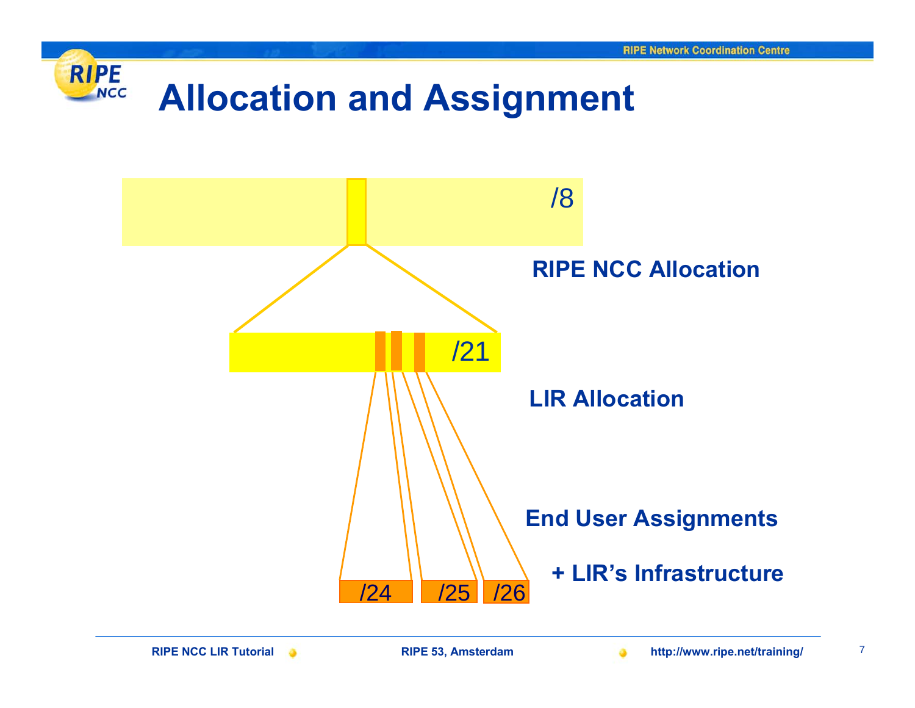# Allocation and Assignment

/8

**RIPE NCC Allocation**

/21

**LIR Allocation**

**End User Assignments**

**+ LIR's Infrastructure**

/24 /25 /26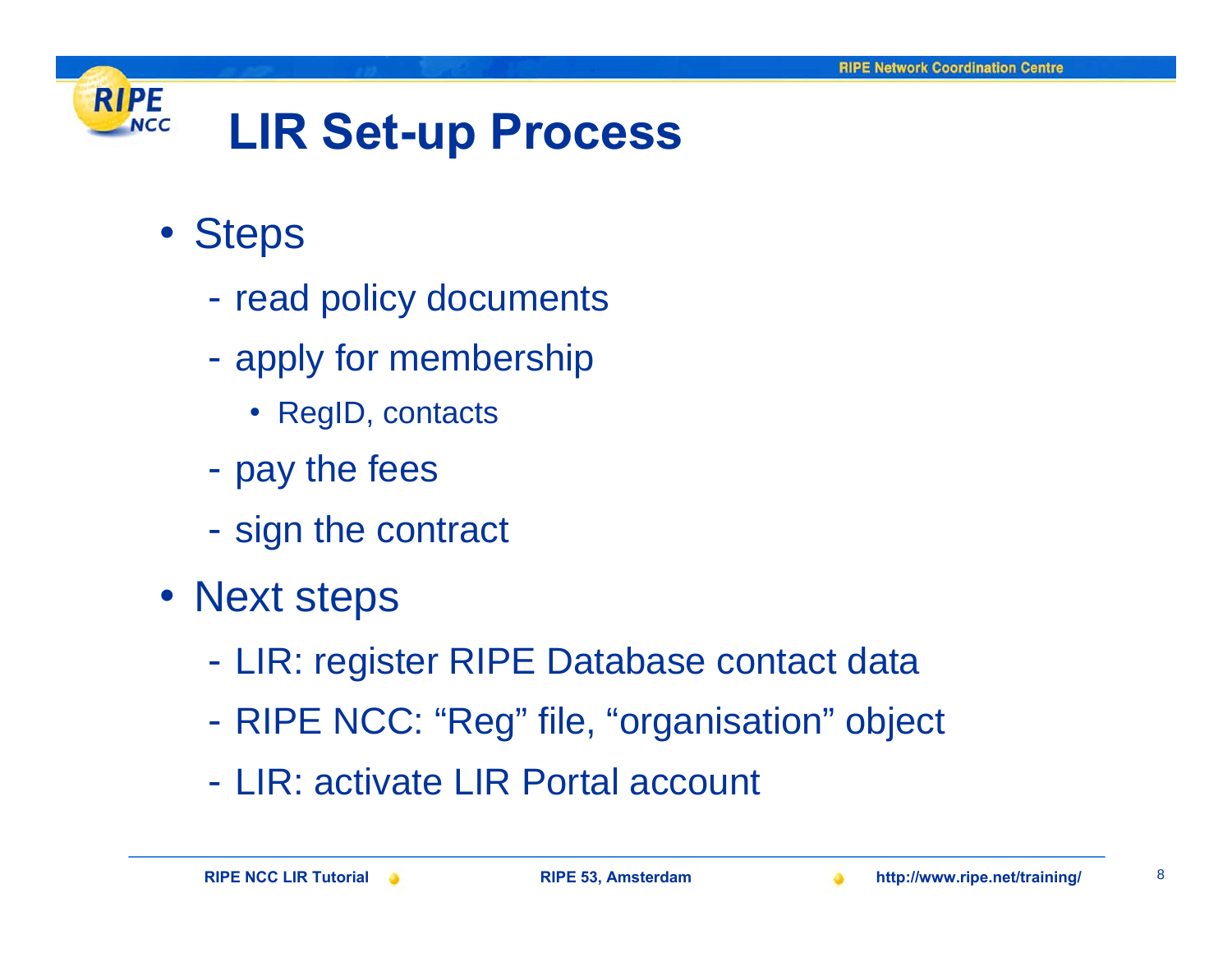# LIR Set-up Process

- Steps
  - read policy documents
  - apply for membership
    - RegID, contacts
  - pay the fees
  - sign the contract
- Next steps
  - LIR: register RIPE Database contact data
  - RIPE NCC: “Reg” file, “organisation” object
  - LIR: activate LIR Portal account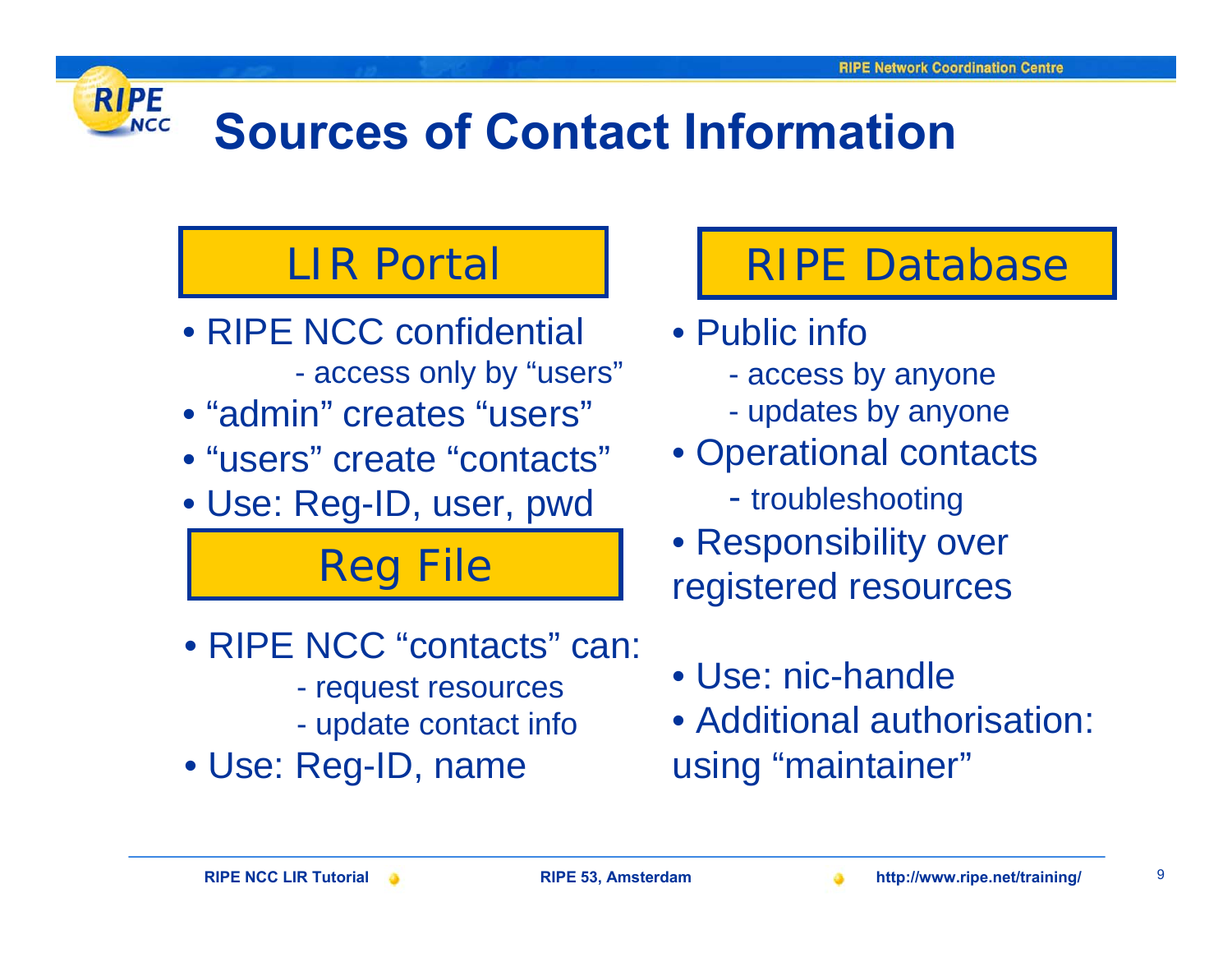# Sources of Contact Information

## LIR Portal

- RIPE NCC confidential
  - access only by "users"
- "admin" creates "users"
- "users" create "contacts"
- Use: Reg-ID, user, pwd

## Reg File

- RIPE NCC "contacts" can:
  - request resources
  - update contact info
- Use: Reg-ID, name

## RIPE Database

- Public info
  - access by anyone
  - updates by anyone
- Operational contacts
  - troubleshooting
- Responsibility over registered resources
- Use: nic-handle
- Additional authorisation: using "maintainer"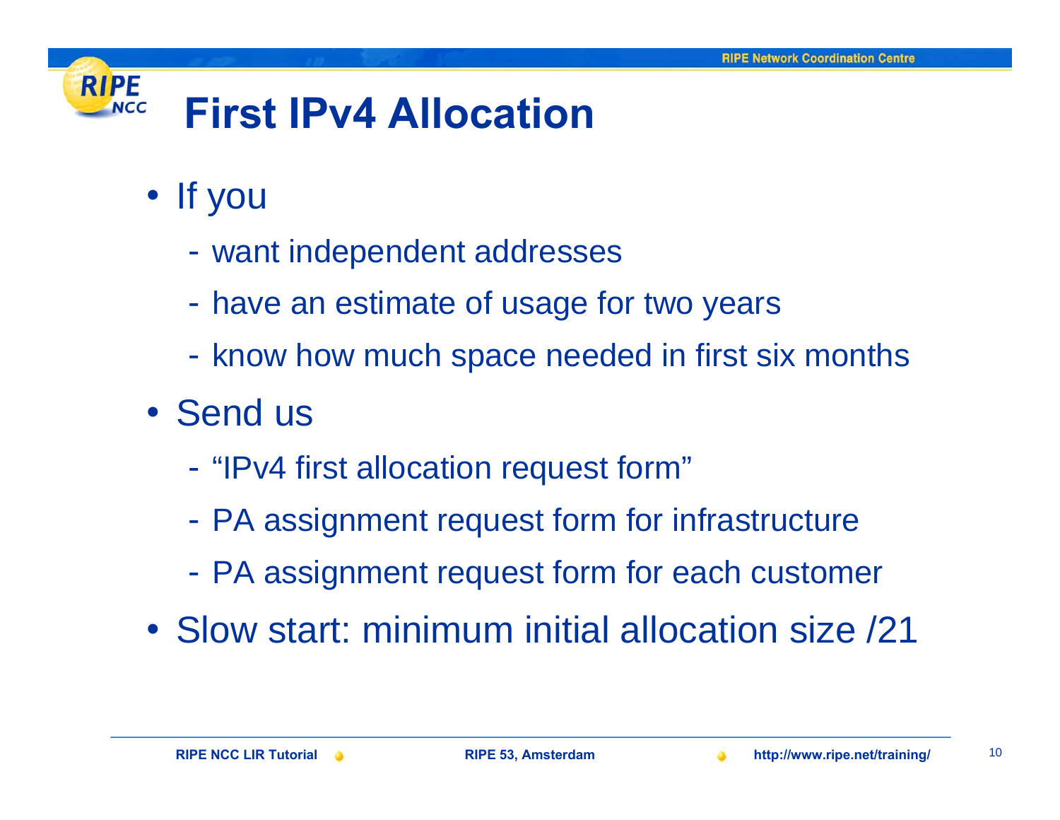# First IPv4 Allocation

- If you
  - want independent addresses
  - have an estimate of usage for two years
  - know how much space needed in first six months
- Send us
  - "IPv4 first allocation request form"
  - PA assignment request form for infrastructure
  - PA assignment request form for each customer
- Slow start: minimum initial allocation size /21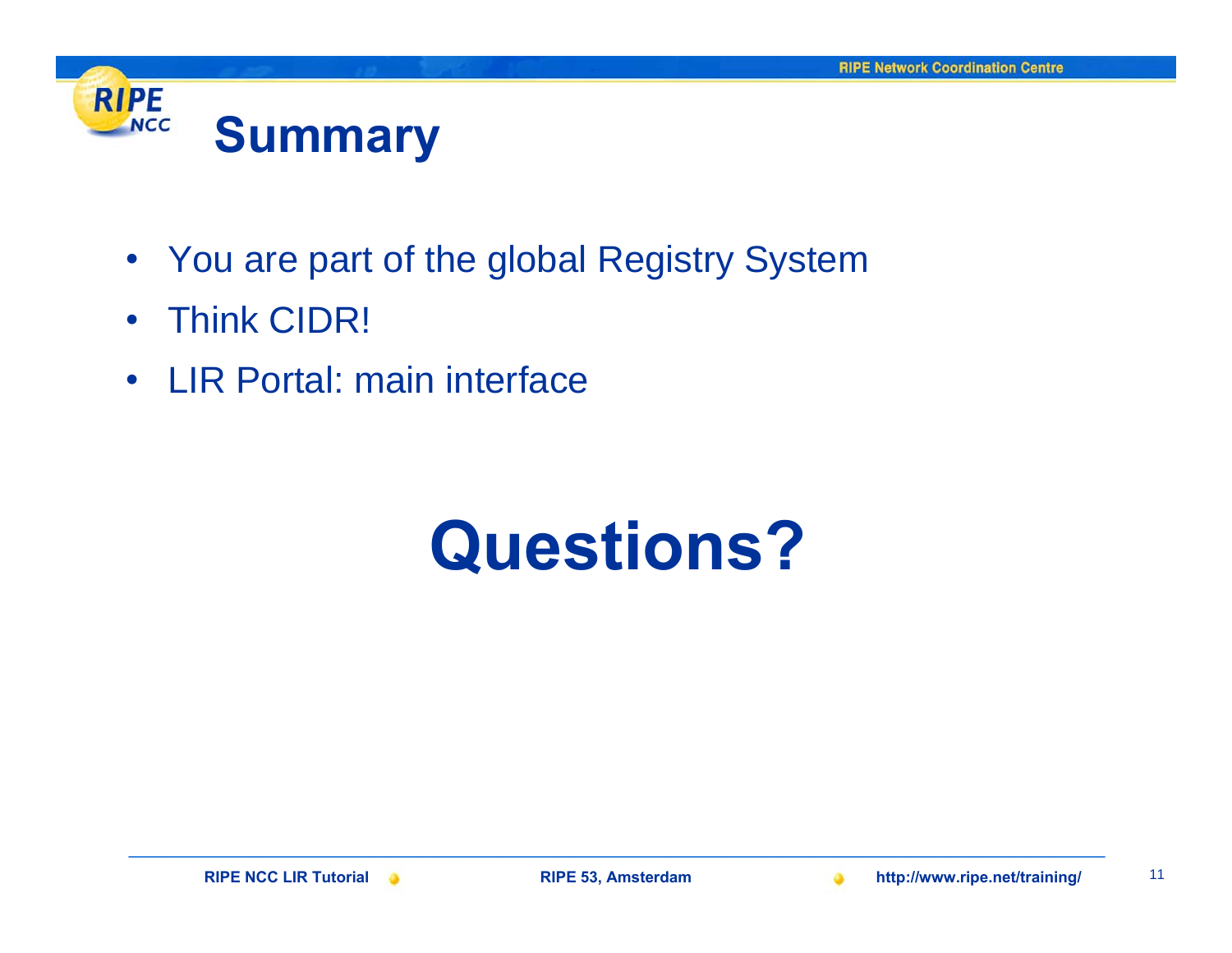# Summary

- You are part of the global Registry System
- Think CIDR!
- LIR Portal: main interface

# Questions?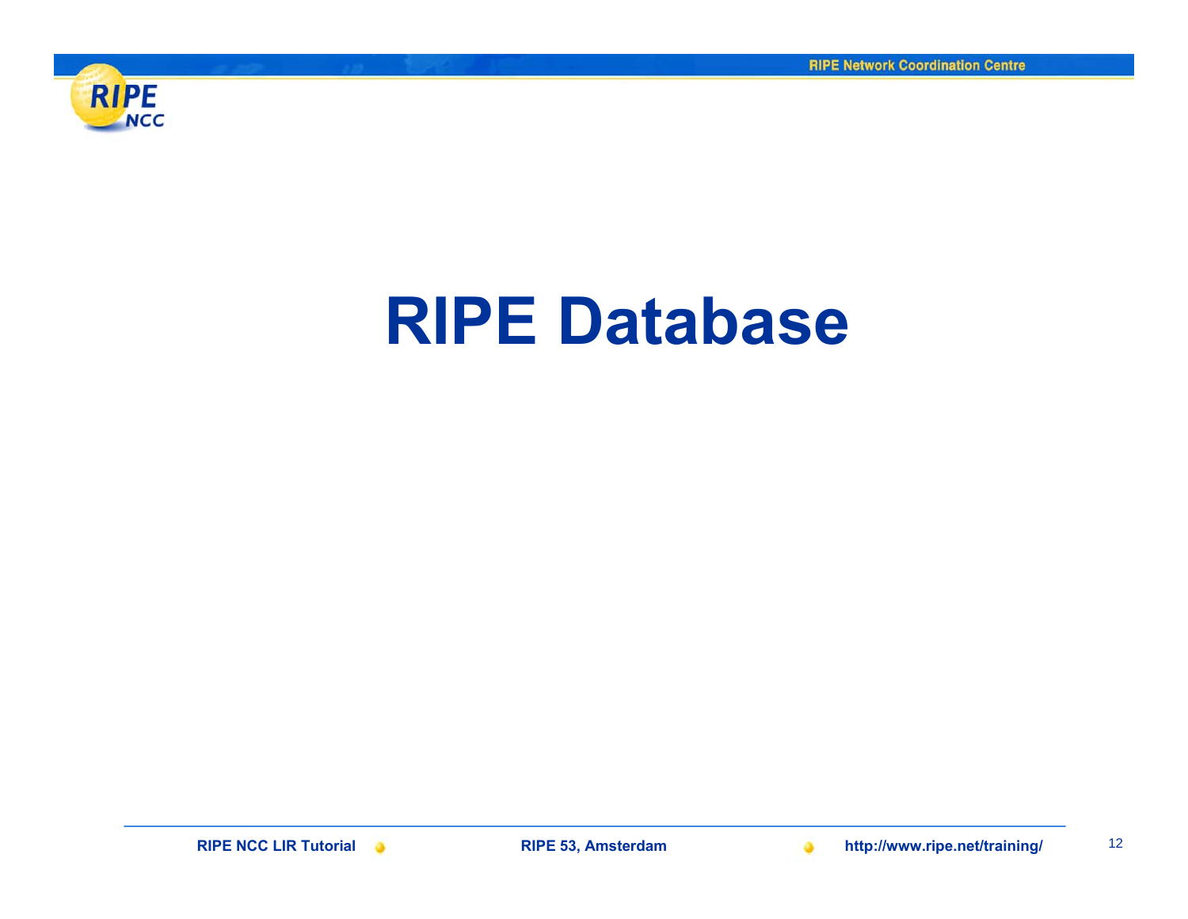# RIPE Database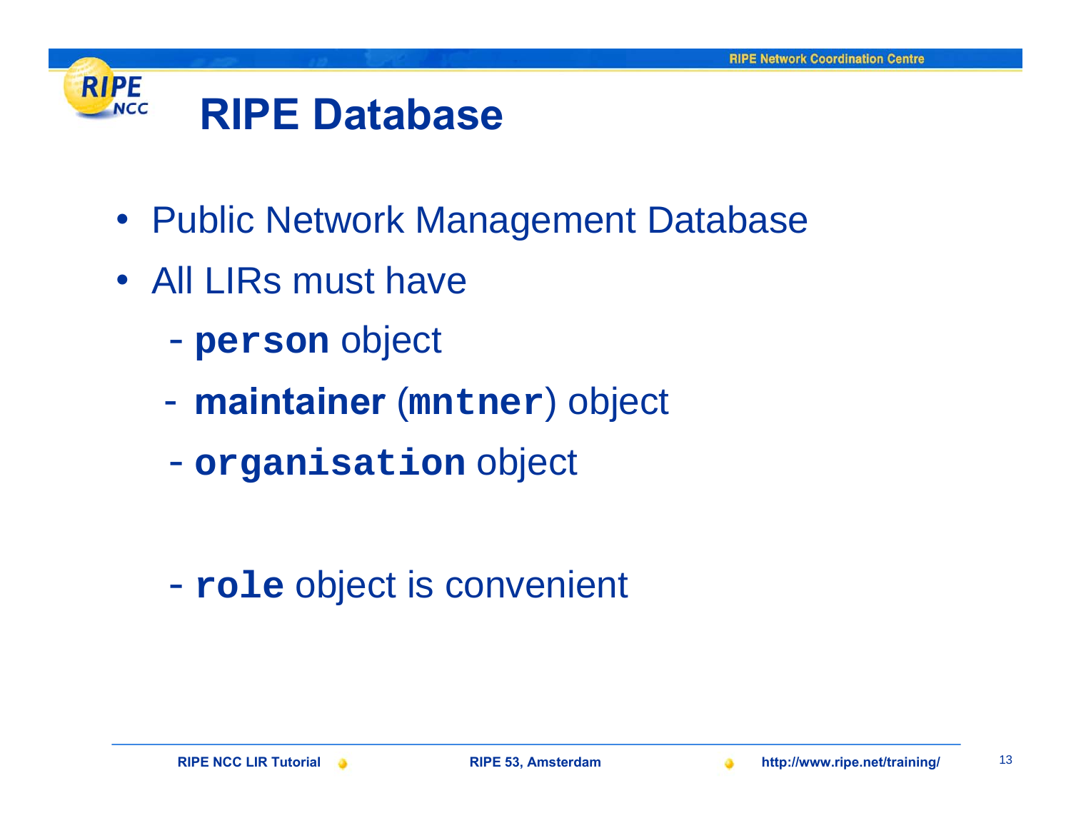# RIPE Database

- Public Network Management Database
- All LIRs must have
  - **`person`** object
  - **maintainer** (**`mntner`**) object
  - **`organisation`** object

  - **`role`** object is convenient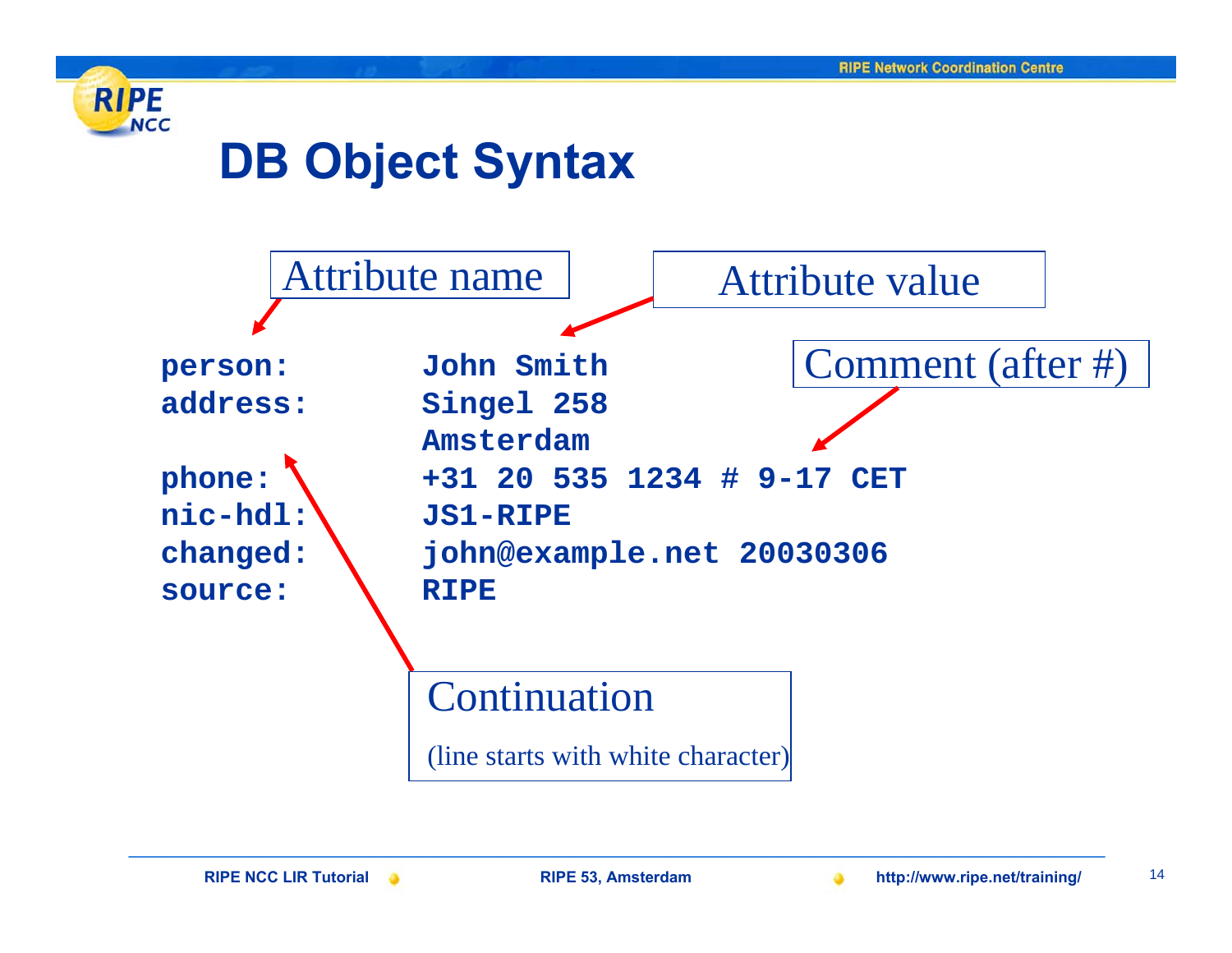# DB Object Syntax

Attribute name

Attribute value

Comment (after #)

```
person:        John Smith
address:       Singel 258
               Amsterdam
phone:         +31 20 535 1234 # 9-17 CET
nic-hdl:       JS1-RIPE
changed:       john@example.net 20030306
source:        RIPE
```

Continuation

(line starts with white character)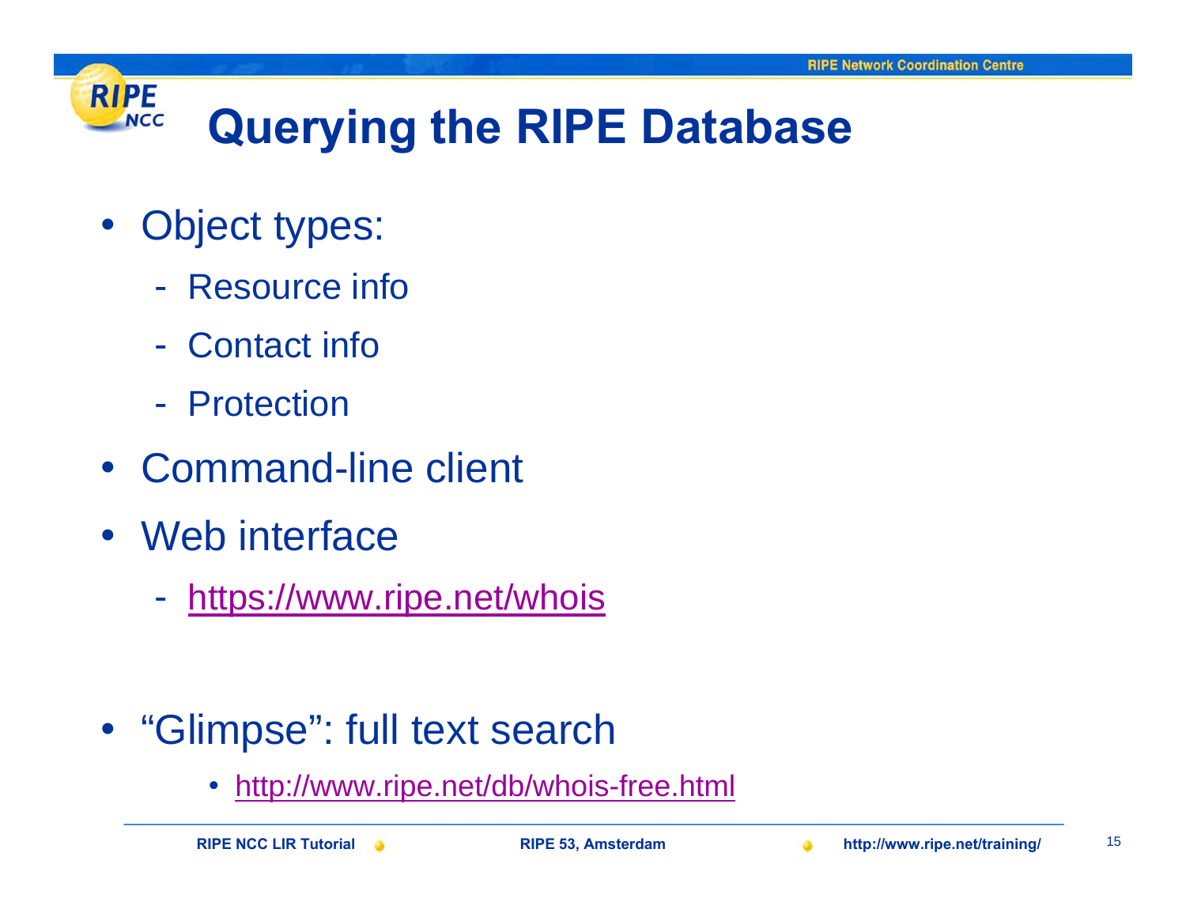# Querying the RIPE Database

- Object types:
  - Resource info
  - Contact info
  - Protection
- Command-line client
- Web interface
  - https://www.ripe.net/whois

- "Glimpse": full text search
  - http://www.ripe.net/db/whois-free.html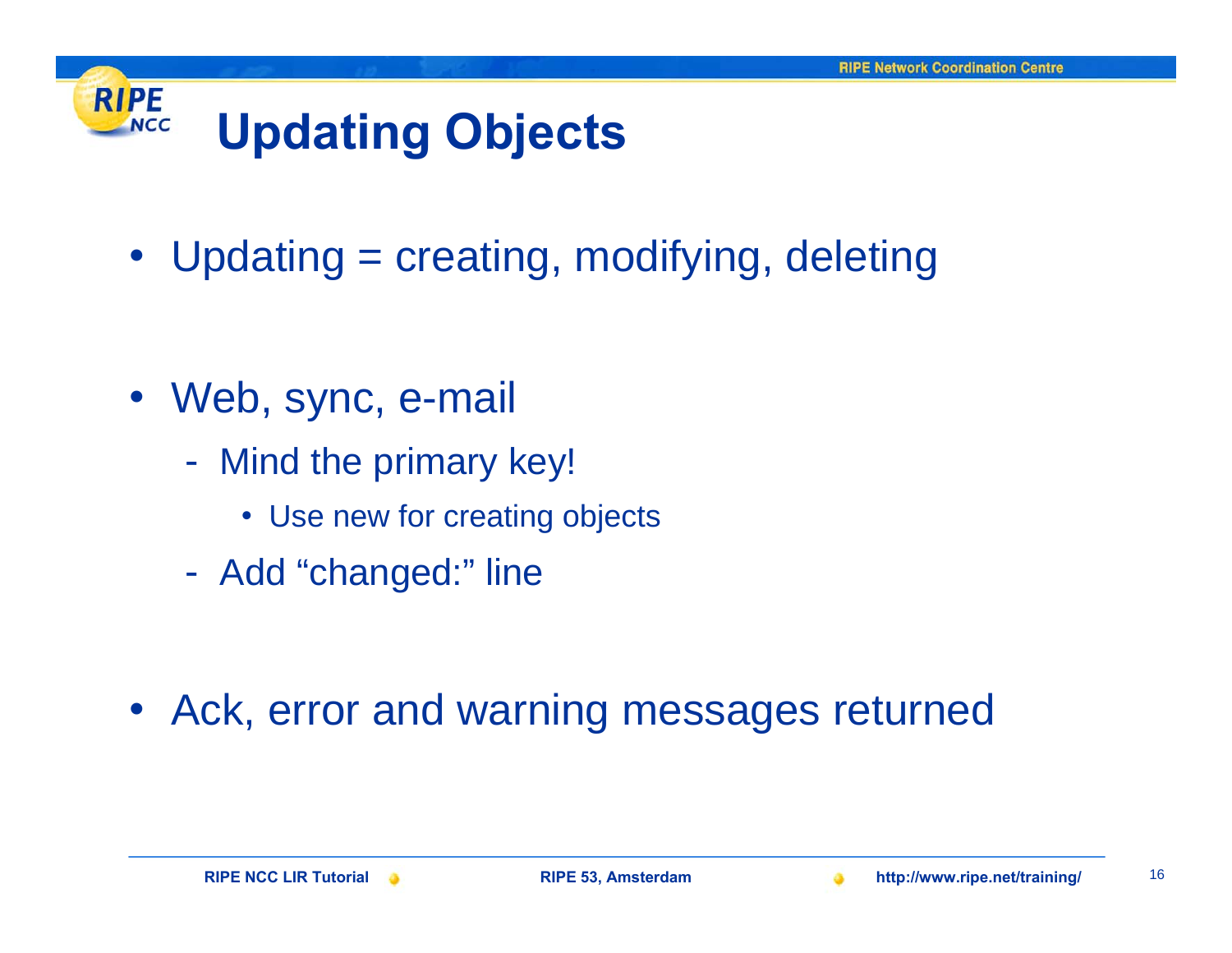# Updating Objects

- Updating = creating, modifying, deleting

- Web, sync, e-mail
  - Mind the primary key!
    - Use new for creating objects
  - Add "changed:" line

- Ack, error and warning messages returned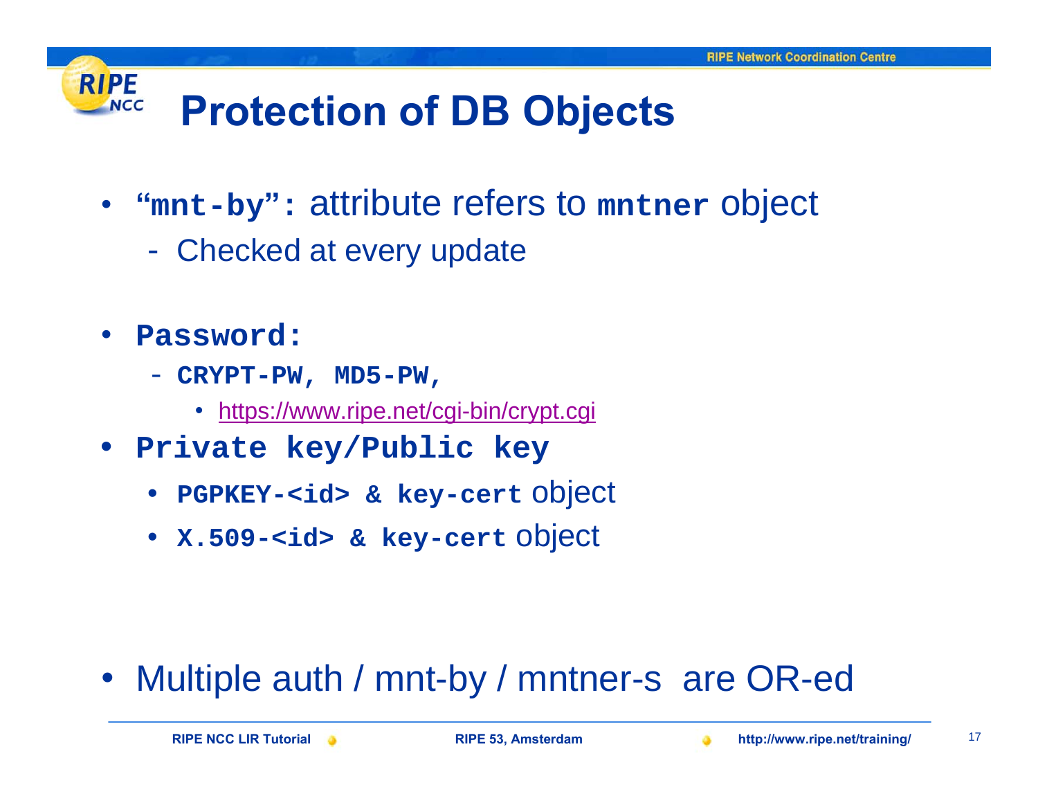# Protection of DB Objects

- **`“mnt-by”:`** attribute refers to **`mntner`** object
  - Checked at every update

- **`Password:`**
  - **`CRYPT-PW, MD5-PW,`**
    - https://www.ripe.net/cgi-bin/crypt.cgi
- **`Private key/Public key`**
  - **`PGPKEY-<id> & key-cert`** object
  - **`X.509-<id> & key-cert`** object

- Multiple auth / mnt-by / mntner-s are OR-ed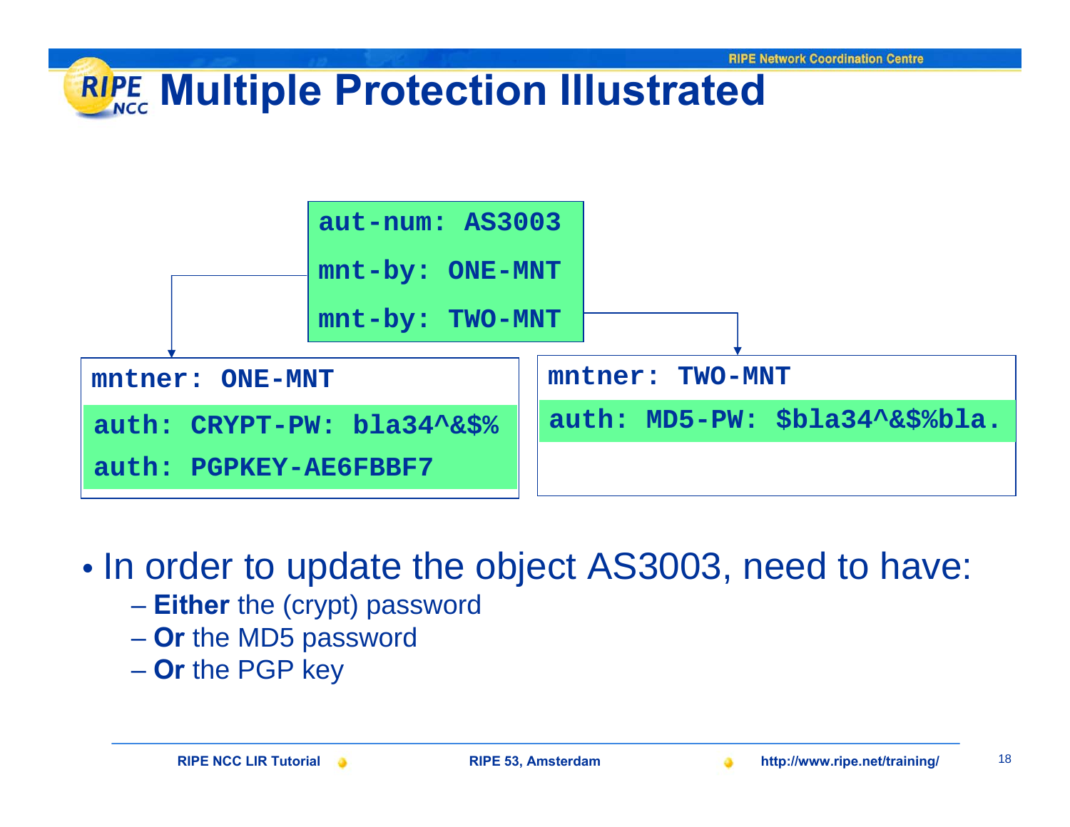# Multiple Protection Illustrated

```
aut-num: AS3003
mnt-by: ONE-MNT
mnt-by: TWO-MNT
```

```
mntner: ONE-MNT
auth: CRYPT-PW: bla34^&$%
auth: PGPKEY-AE6FBBF7
```

```
mntner: TWO-MNT
auth: MD5-PW: $bla34^&$%bla.
```

- In order to update the object AS3003, need to have:
  - **Either** the (crypt) password
  - **Or** the MD5 password
  - **Or** the PGP key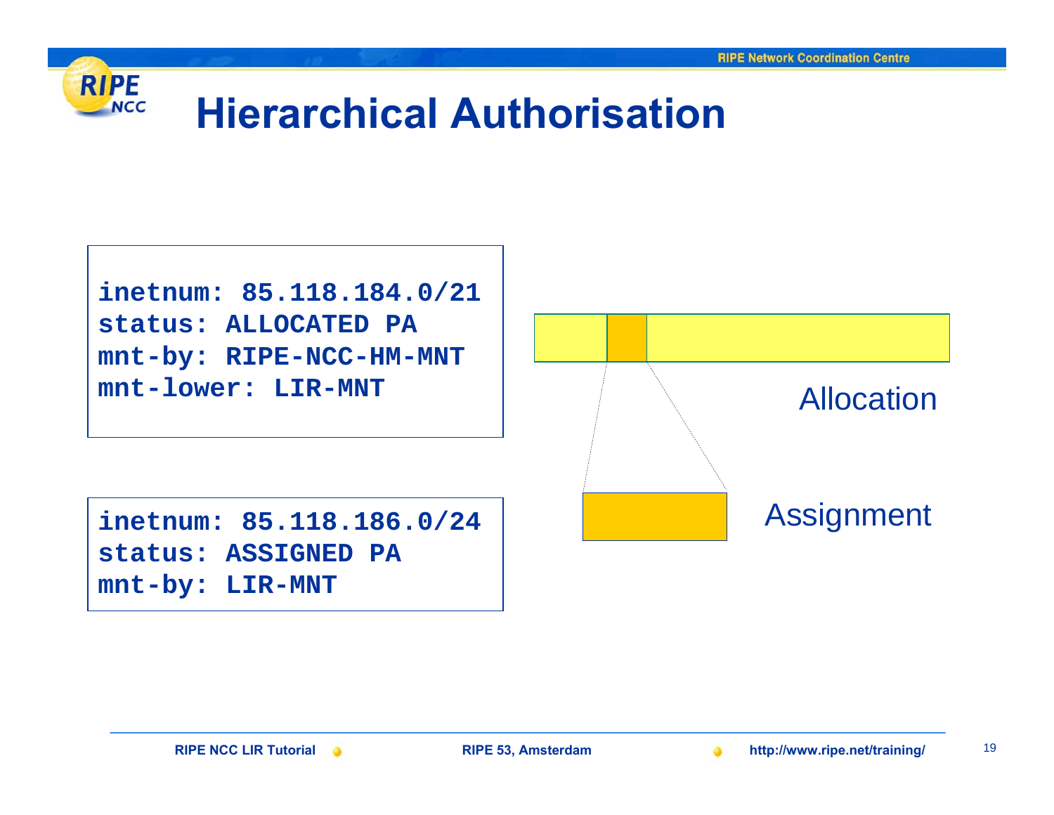# Hierarchical Authorisation

```
inetnum: 85.118.184.0/21
status: ALLOCATED PA
mnt-by: RIPE-NCC-HM-MNT
mnt-lower: LIR-MNT
```

```
inetnum: 85.118.186.0/24
status: ASSIGNED PA
mnt-by: LIR-MNT
```

Allocation

Assignment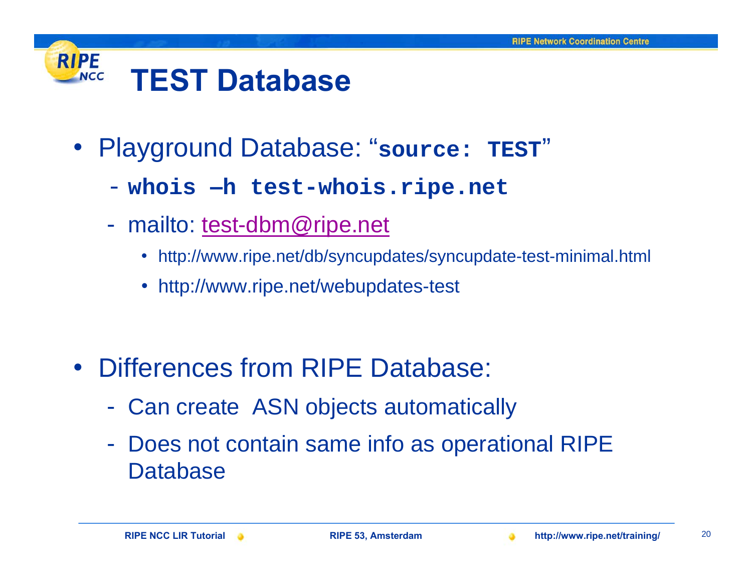# TEST Database

- Playground Database: "`source: TEST`"
  - `whois –h test-whois.ripe.net`
  - mailto: test-dbm@ripe.net
    - http://www.ripe.net/db/syncupdates/syncupdate-test-minimal.html
    - http://www.ripe.net/webupdates-test

- Differences from RIPE Database:
  - Can create ASN objects automatically
  - Does not contain same info as operational RIPE Database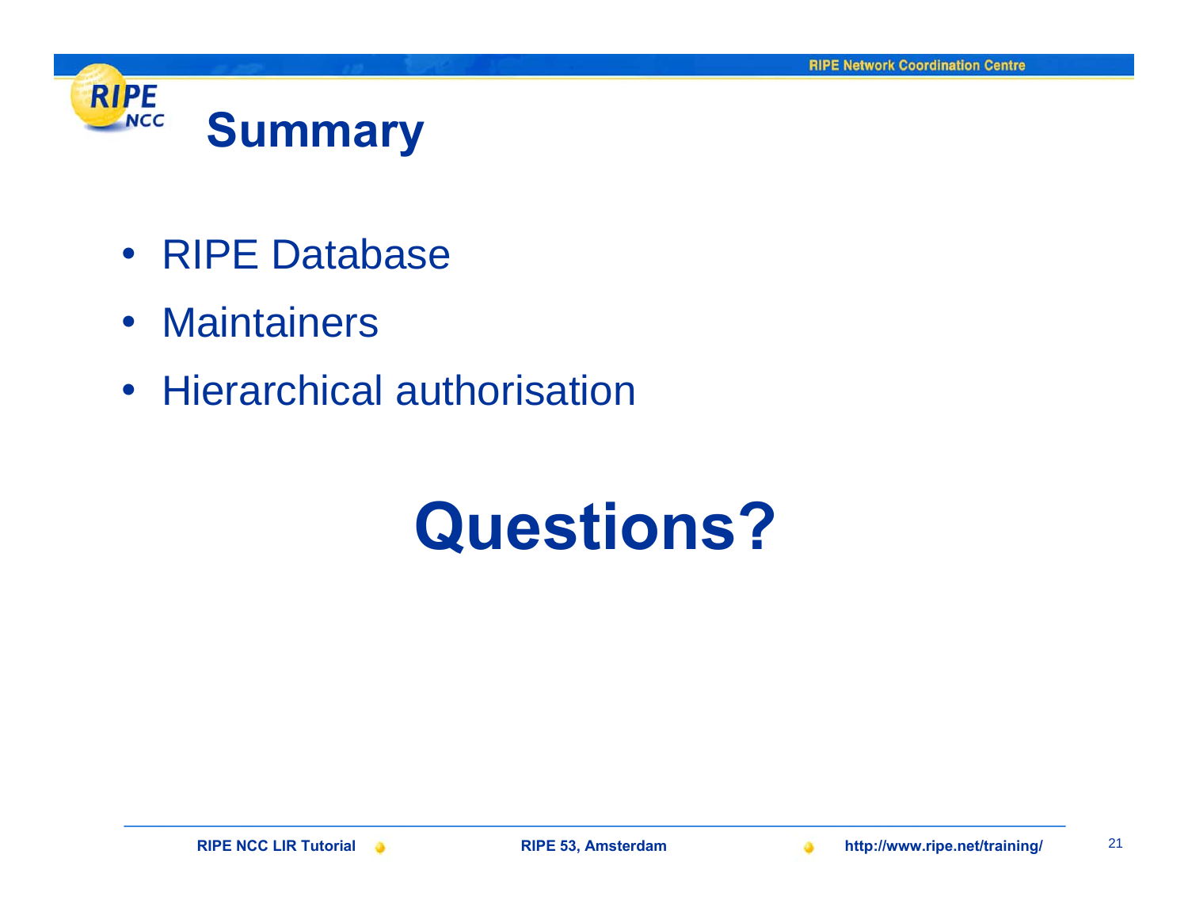# Summary

- RIPE Database
- Maintainers
- Hierarchical authorisation

# Questions?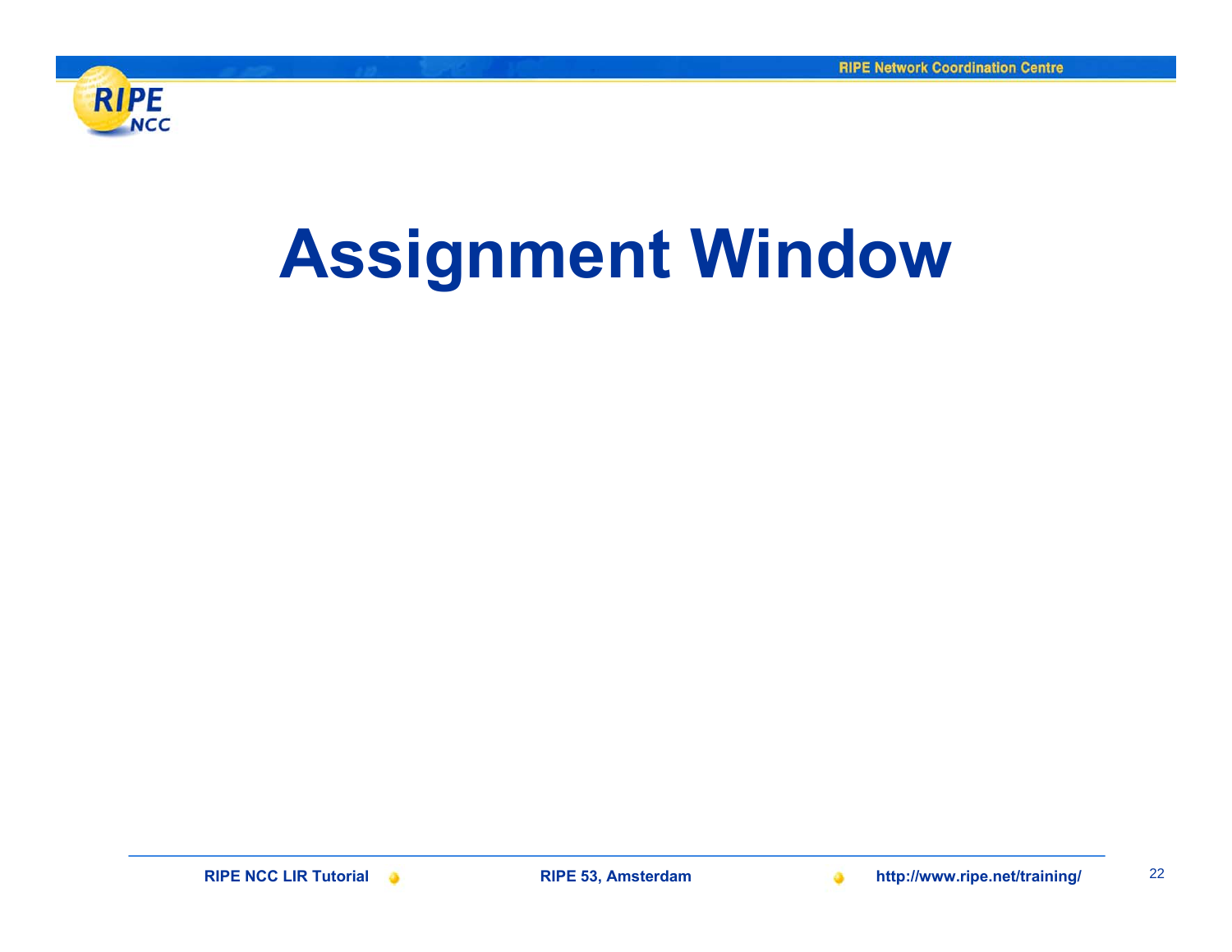# Assignment Window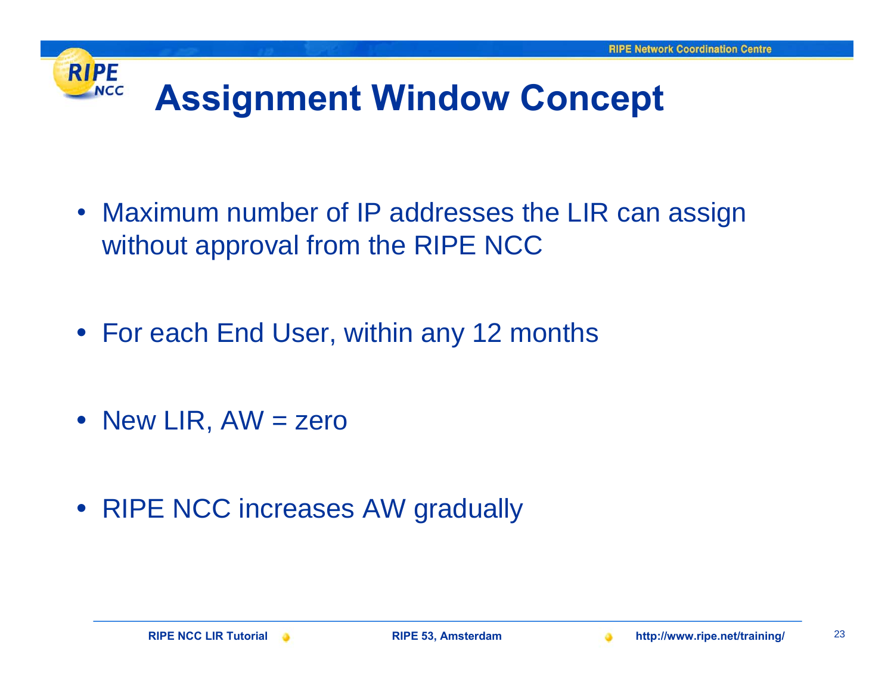# Assignment Window Concept

- Maximum number of IP addresses the LIR can assign without approval from the RIPE NCC
- For each End User, within any 12 months
- New LIR, AW = zero
- RIPE NCC increases AW gradually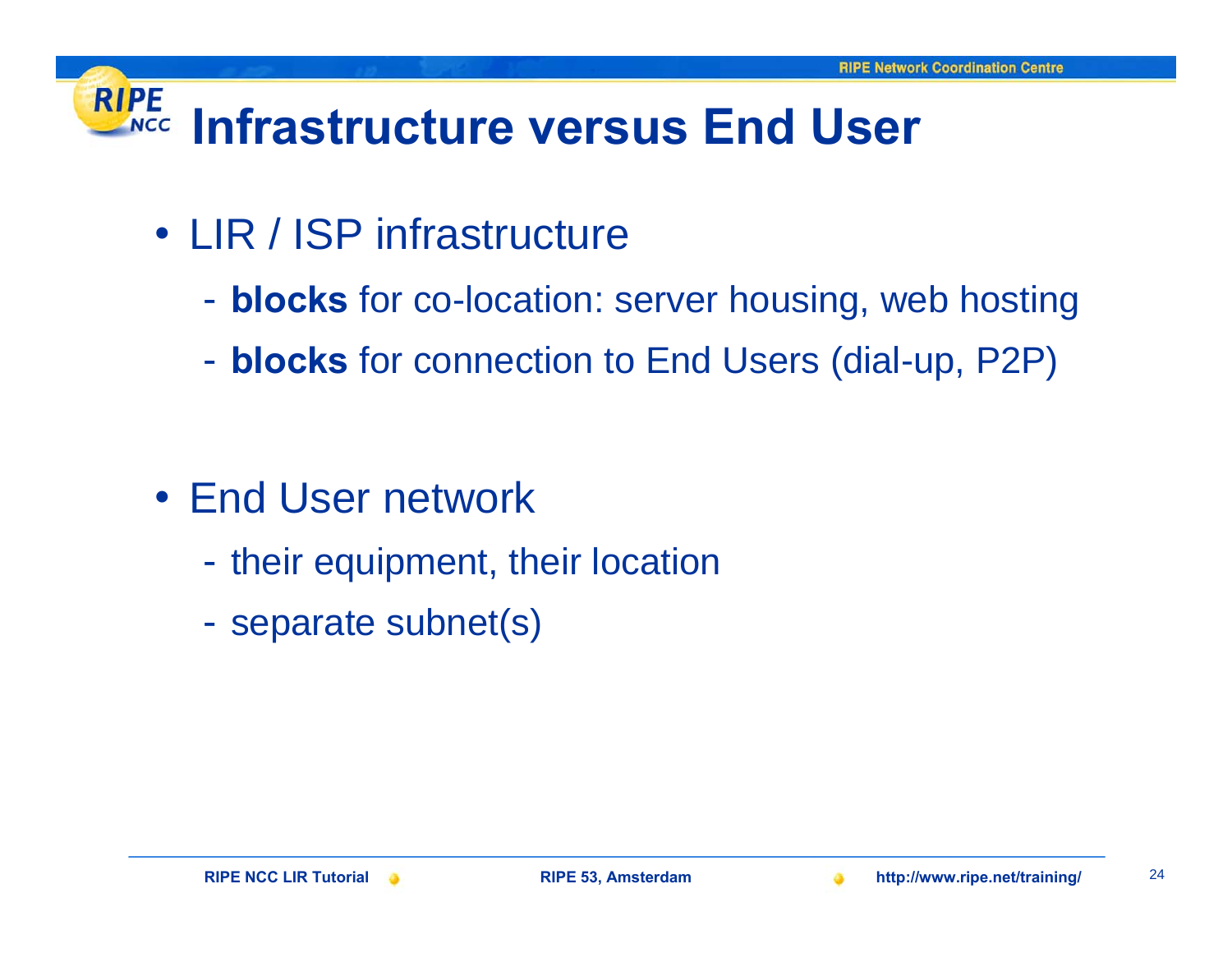# Infrastructure versus End User

- LIR / ISP infrastructure
  - **blocks** for co-location: server housing, web hosting
  - **blocks** for connection to End Users (dial-up, P2P)

- End User network
  - their equipment, their location
  - separate subnet(s)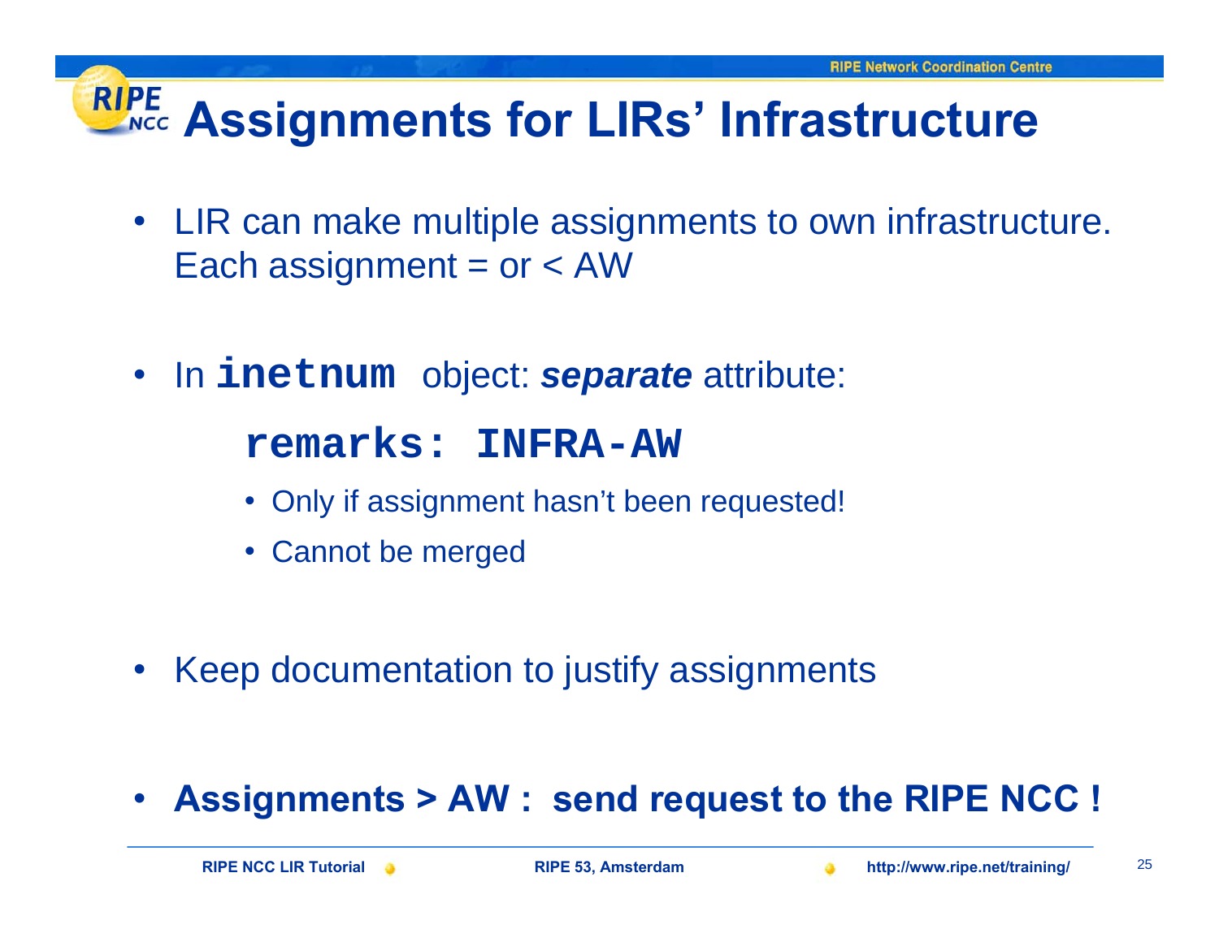# Assignments for LIRs' Infrastructure

- LIR can make multiple assignments to own infrastructure. Each assignment = or < AW
- In `inetnum` object: ***separate*** attribute:

  **`remarks: INFRA-AW`**

  - Only if assignment hasn't been requested!
  - Cannot be merged
- Keep documentation to justify assignments
- **Assignments > AW : send request to the RIPE NCC !**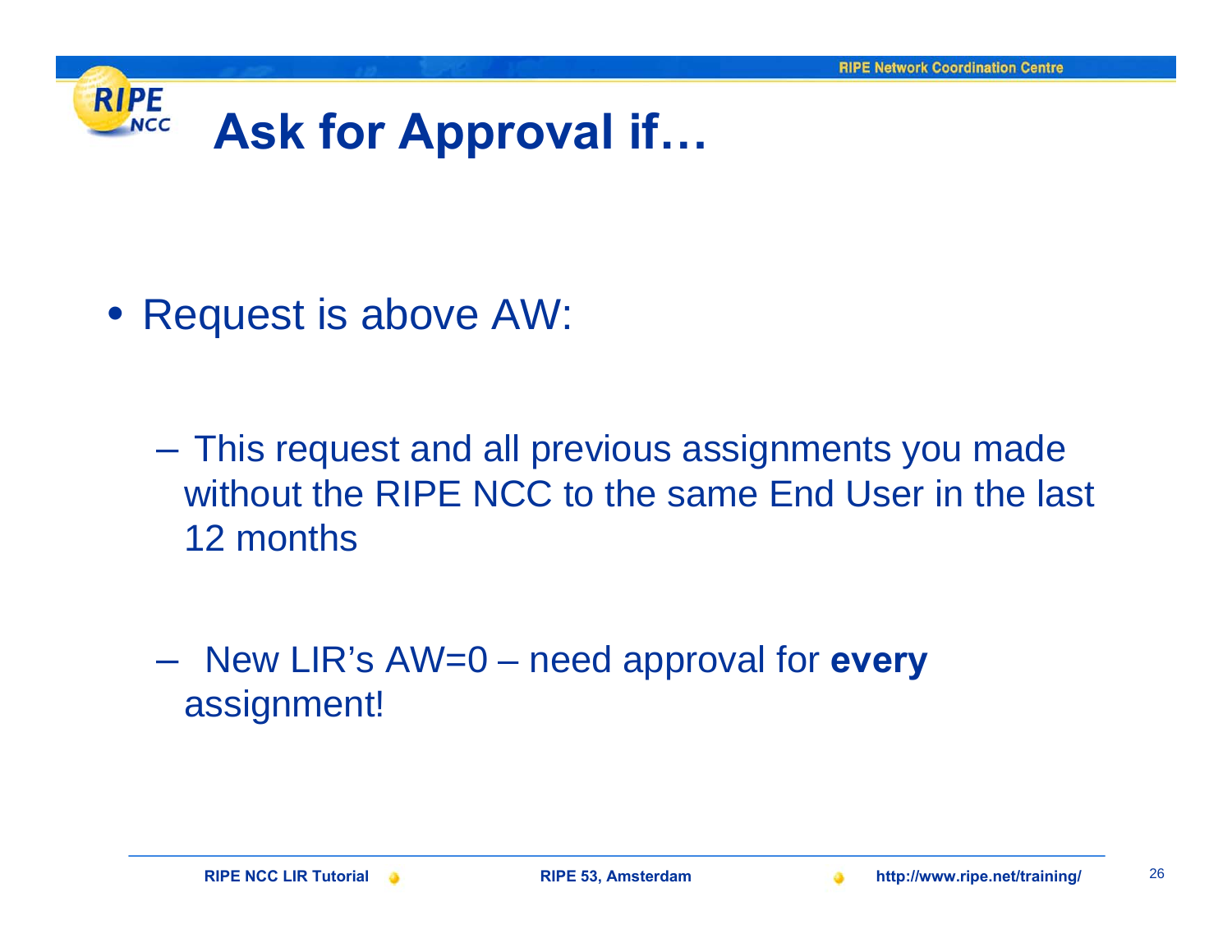# Ask for Approval if…

- Request is above AW:
  - This request and all previous assignments you made without the RIPE NCC to the same End User in the last 12 months
  - New LIR's AW=0 – need approval for **every** assignment!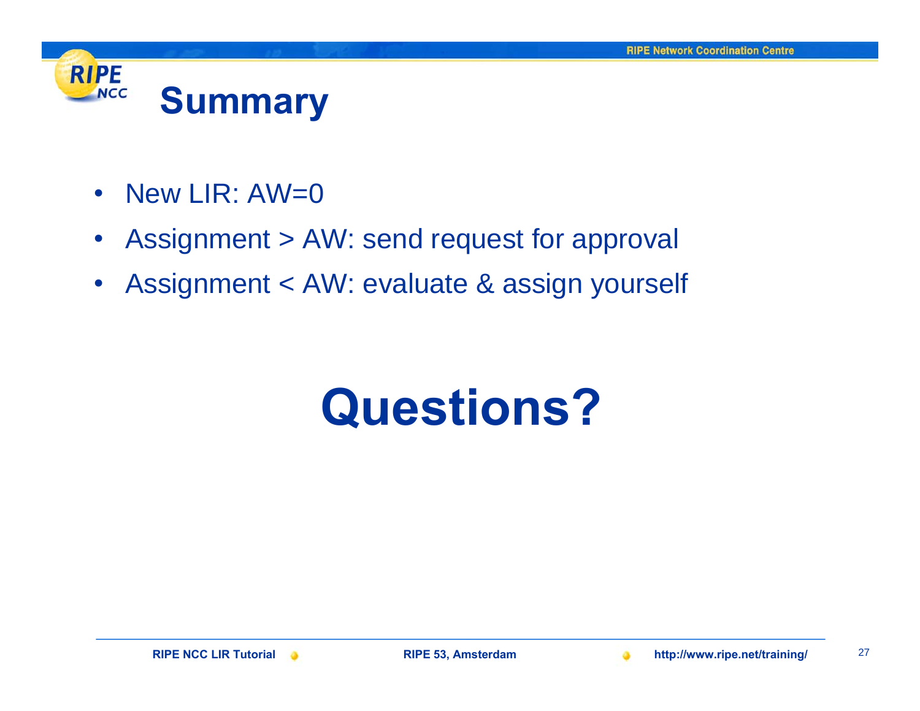# Summary

- New LIR: AW=0
- Assignment > AW: send request for approval
- Assignment < AW: evaluate & assign yourself

# Questions?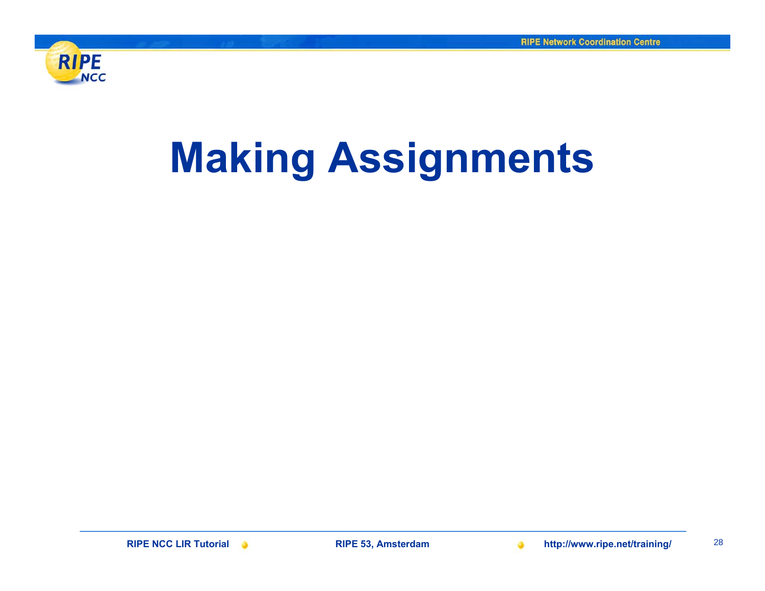# Making Assignments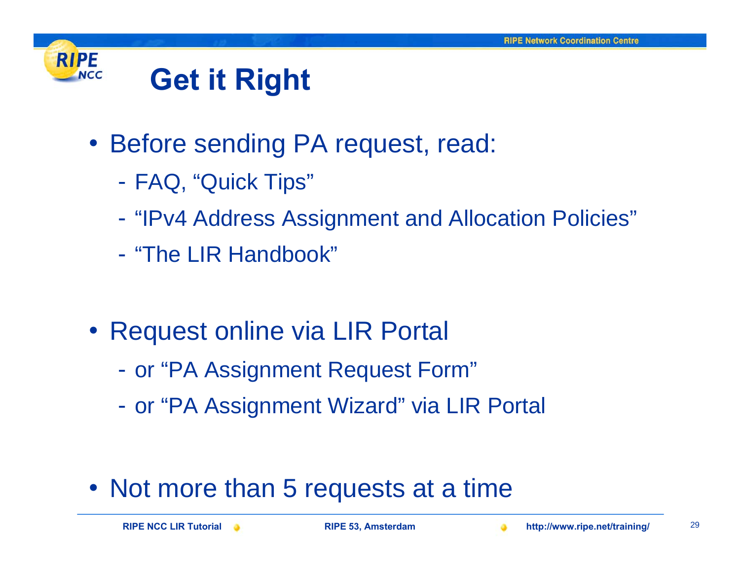# Get it Right

- Before sending PA request, read:
  - FAQ, “Quick Tips”
  - “IPv4 Address Assignment and Allocation Policies”
  - “The LIR Handbook”

- Request online via LIR Portal
  - or “PA Assignment Request Form”
  - or “PA Assignment Wizard” via LIR Portal

- Not more than 5 requests at a time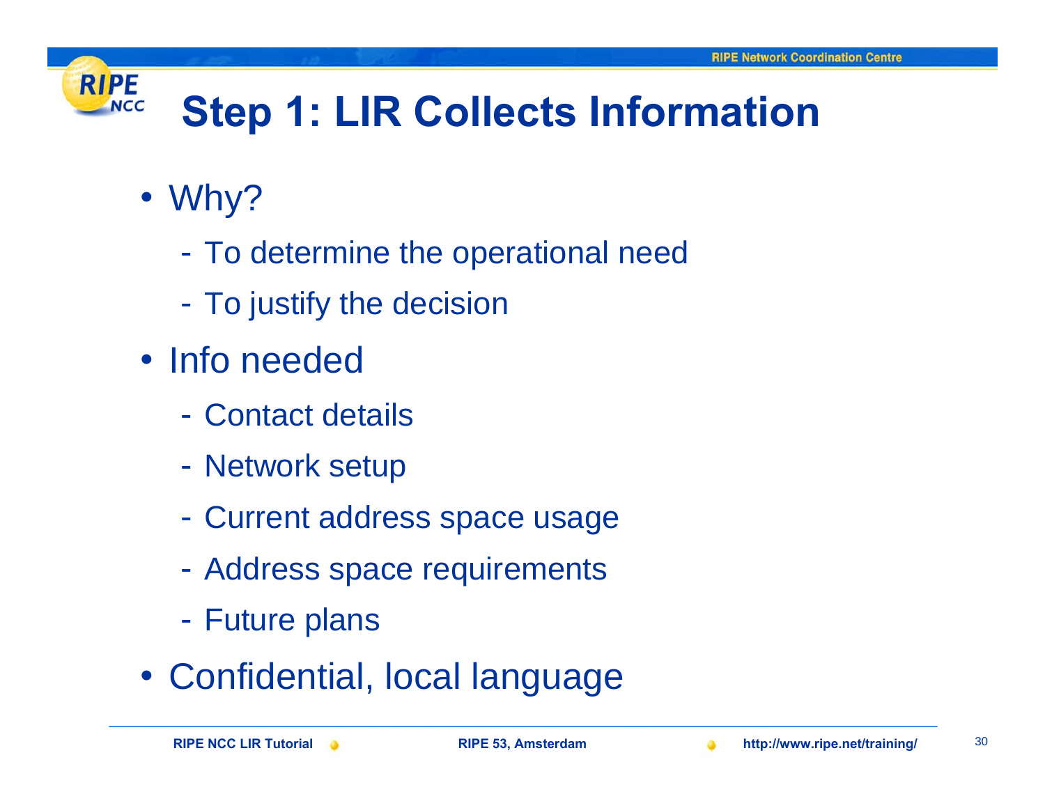# Step 1: LIR Collects Information

- Why?
  - To determine the operational need
  - To justify the decision
- Info needed
  - Contact details
  - Network setup
  - Current address space usage
  - Address space requirements
  - Future plans
- Confidential, local language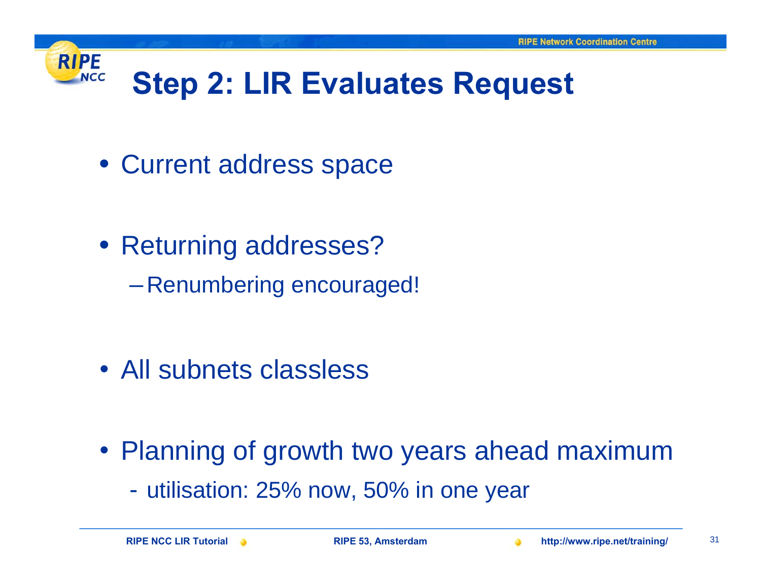# Step 2: LIR Evaluates Request

- Current address space
- Returning addresses?
  - Renumbering encouraged!
- All subnets classless
- Planning of growth two years ahead maximum
  - utilisation: 25% now, 50% in one year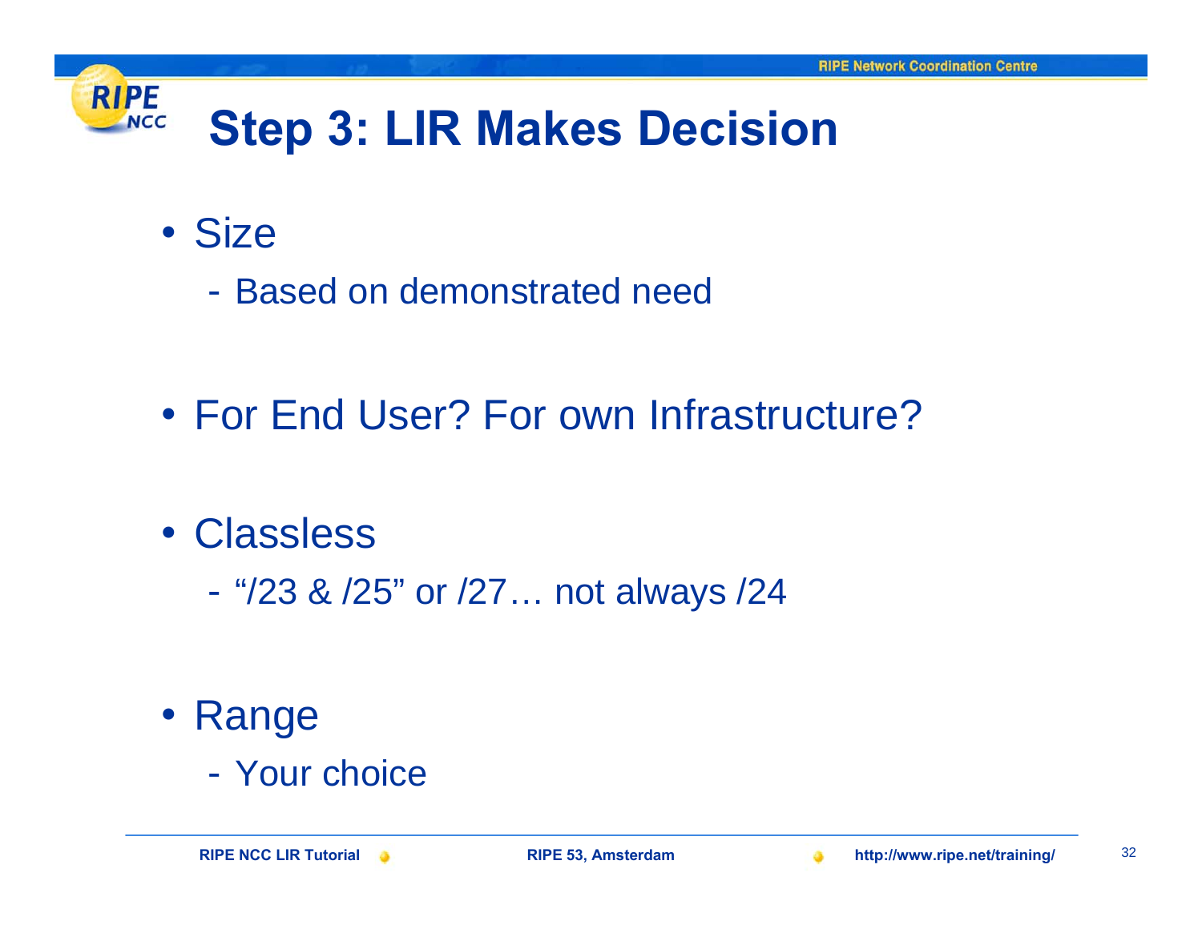# Step 3: LIR Makes Decision

- Size
  - Based on demonstrated need
- For End User? For own Infrastructure?
- Classless
  - "/23 & /25" or /27… not always /24
- Range
  - Your choice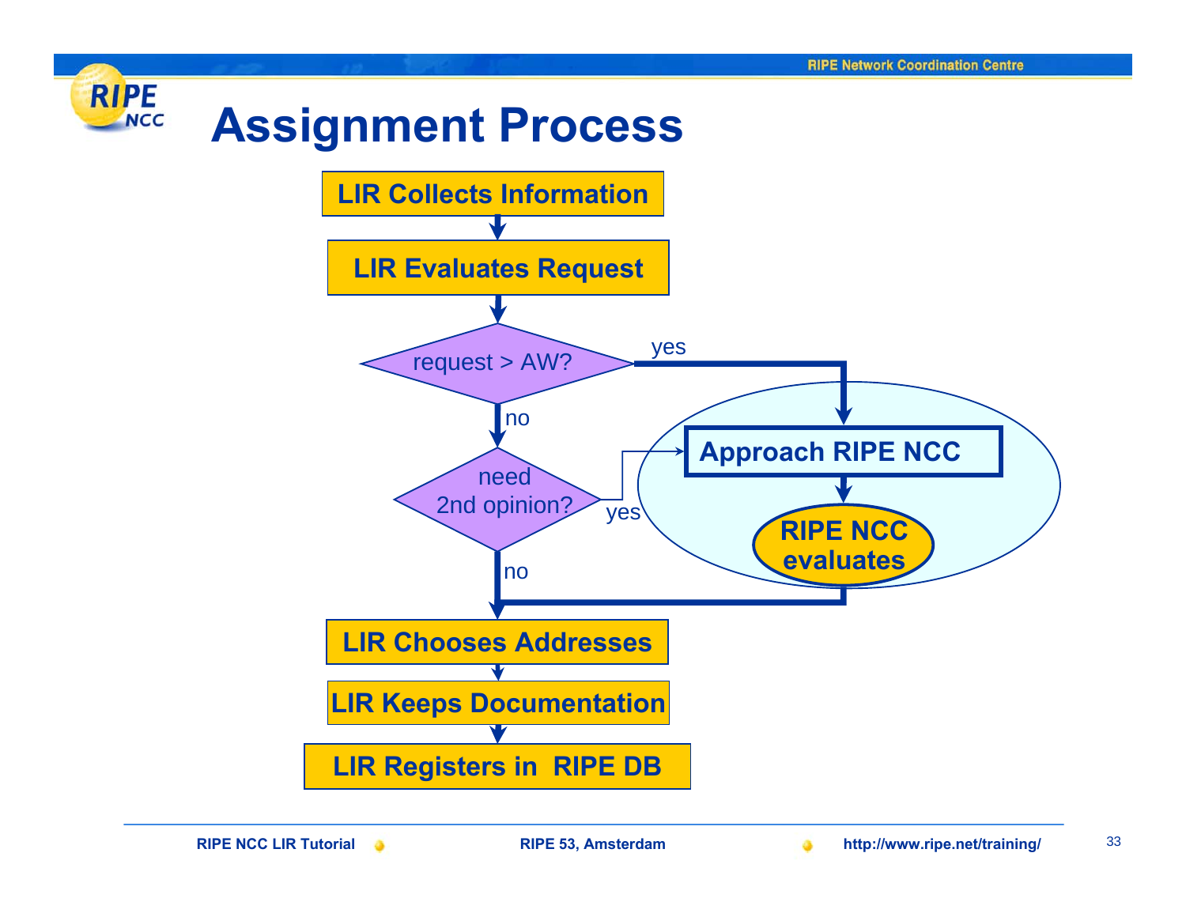# Assignment Process

- LIR Collects Information
- LIR Evaluates Request
- request > AW?
  - yes → Approach RIPE NCC → RIPE NCC evaluates → LIR Chooses Addresses
  - no → need 2nd opinion?
    - yes → Approach RIPE NCC → RIPE NCC evaluates → LIR Chooses Addresses
    - no → LIR Chooses Addresses
- LIR Chooses Addresses
- LIR Keeps Documentation
- LIR Registers in RIPE DB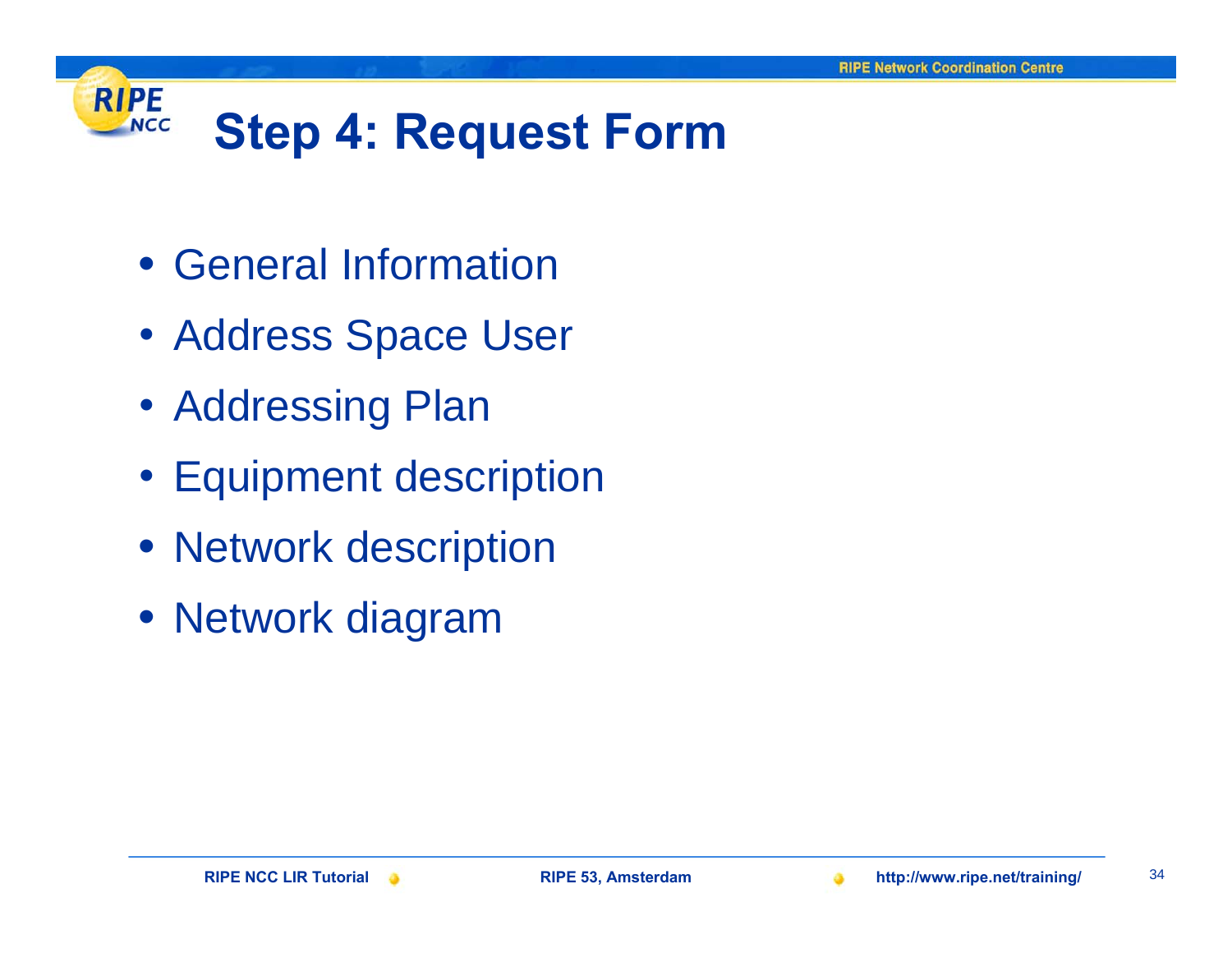# Step 4: Request Form

- General Information
- Address Space User
- Addressing Plan
- Equipment description
- Network description
- Network diagram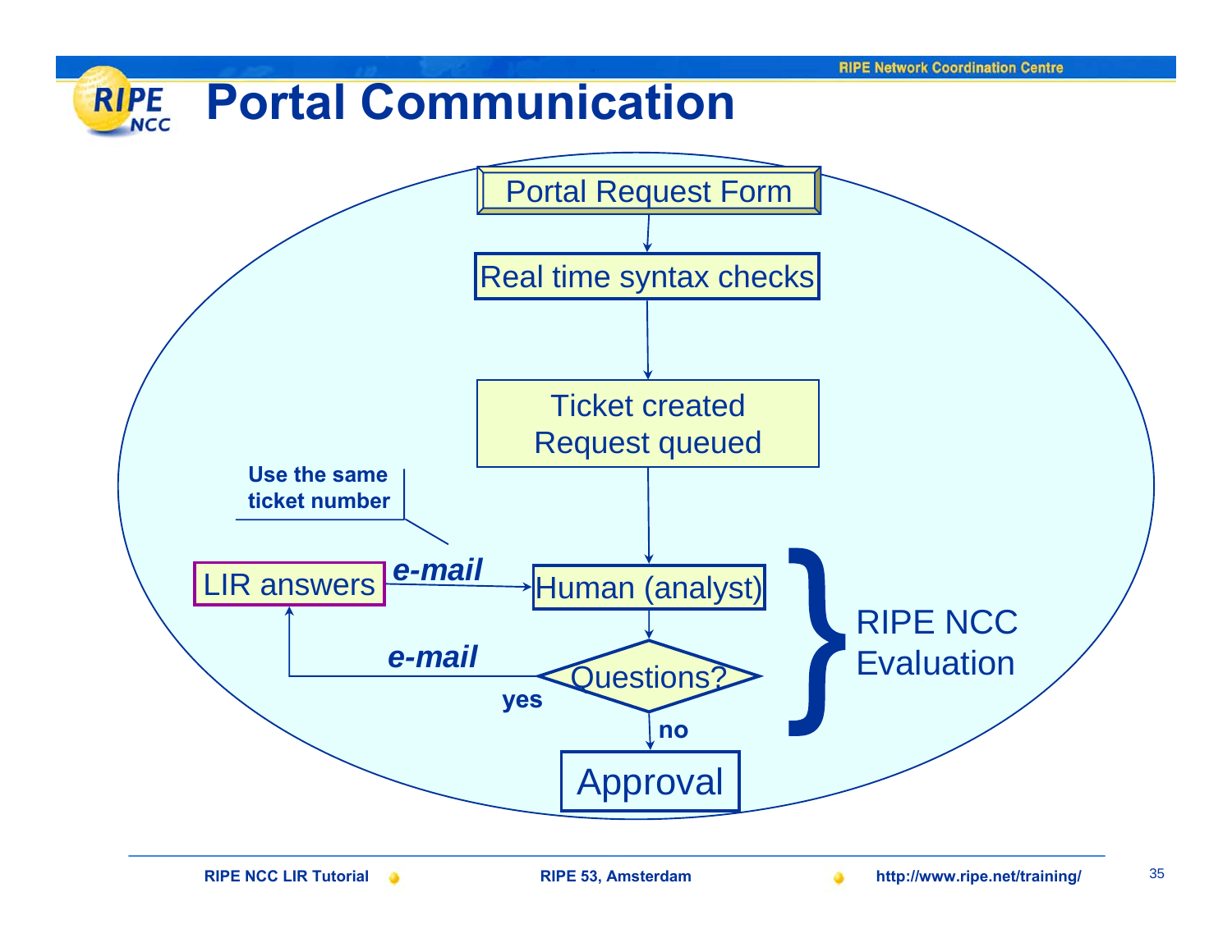# Portal Communication

Portal Request Form

Real time syntax checks

Ticket created
Request queued

Use the same ticket number

LIR answers

*e-mail*

Human (analyst)

Questions?

*e-mail*

yes

no

Approval

RIPE NCC Evaluation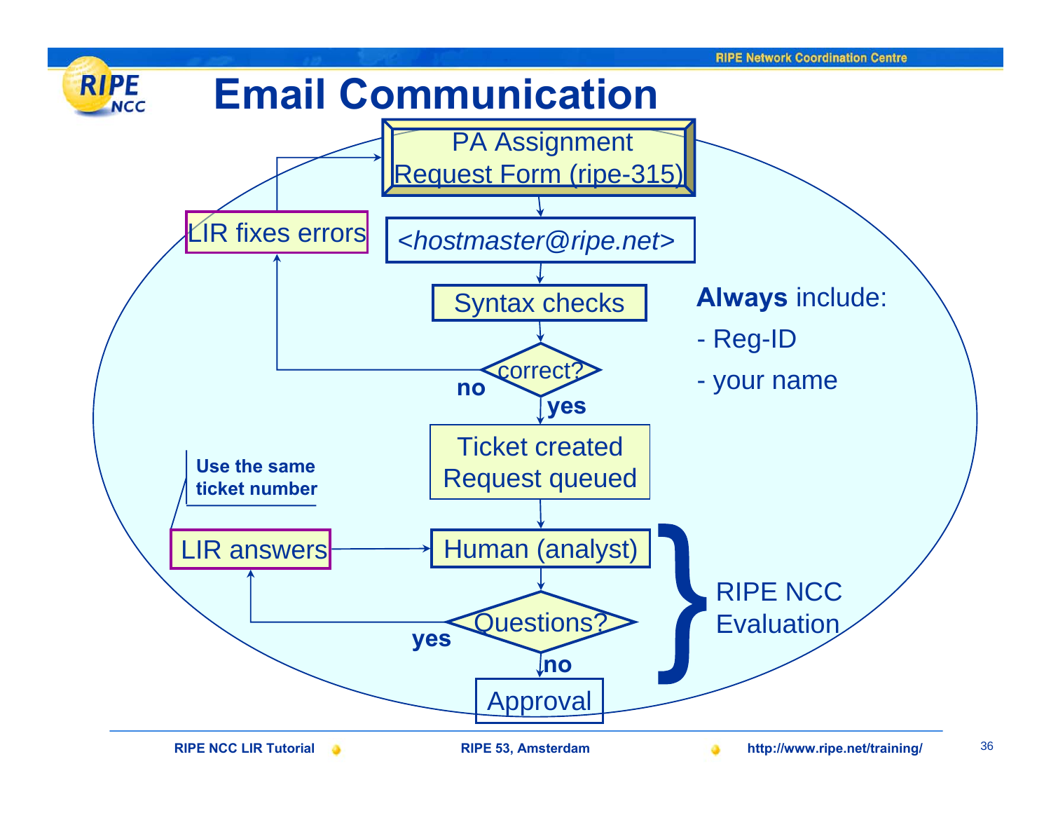# Email Communication

PA Assignment Request Form (ripe-315)

<hostmaster@ripe.net>

Syntax checks

correct?

- no → LIR fixes errors → PA Assignment Request Form (ripe-315)
- yes → Ticket created, Request queued

Human (analyst)

Questions?

- yes → LIR answers → Human (analyst)
- no → Approval

**Use the same ticket number**

RIPE NCC Evaluation

**Always** include:

- Reg-ID
- your name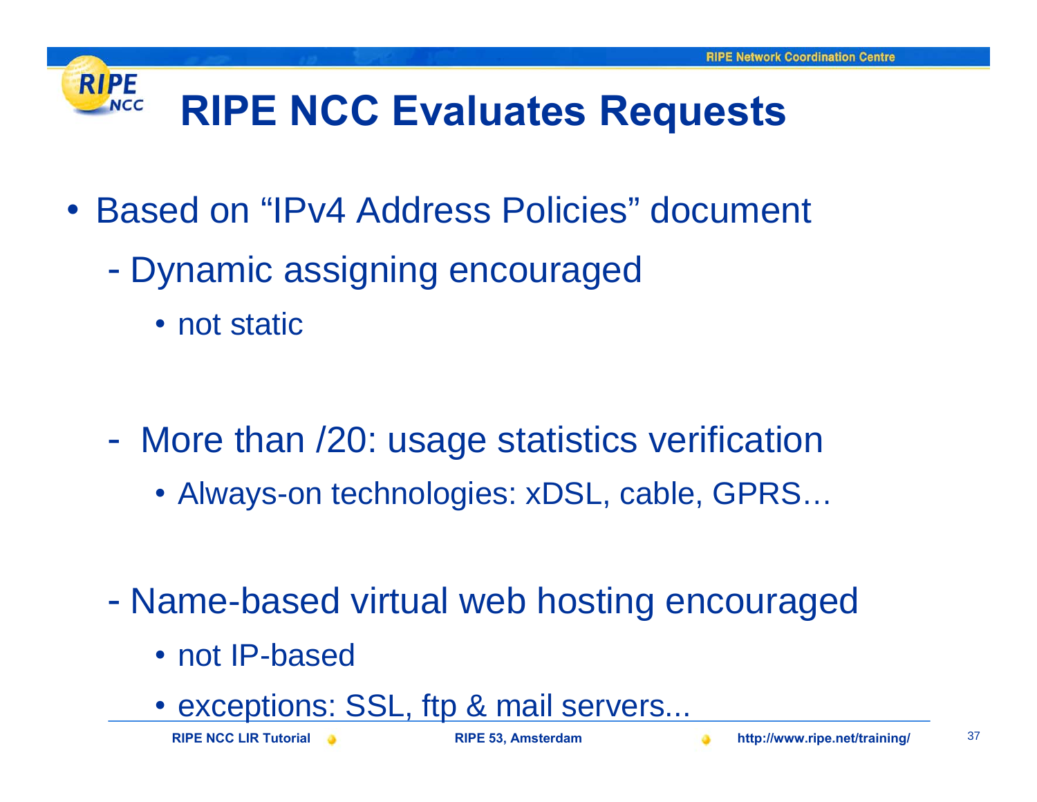# RIPE NCC Evaluates Requests

- Based on "IPv4 Address Policies" document
  - Dynamic assigning encouraged
    - not static
  - More than /20: usage statistics verification
    - Always-on technologies: xDSL, cable, GPRS…
  - Name-based virtual web hosting encouraged
    - not IP-based
    - exceptions: SSL, ftp & mail servers...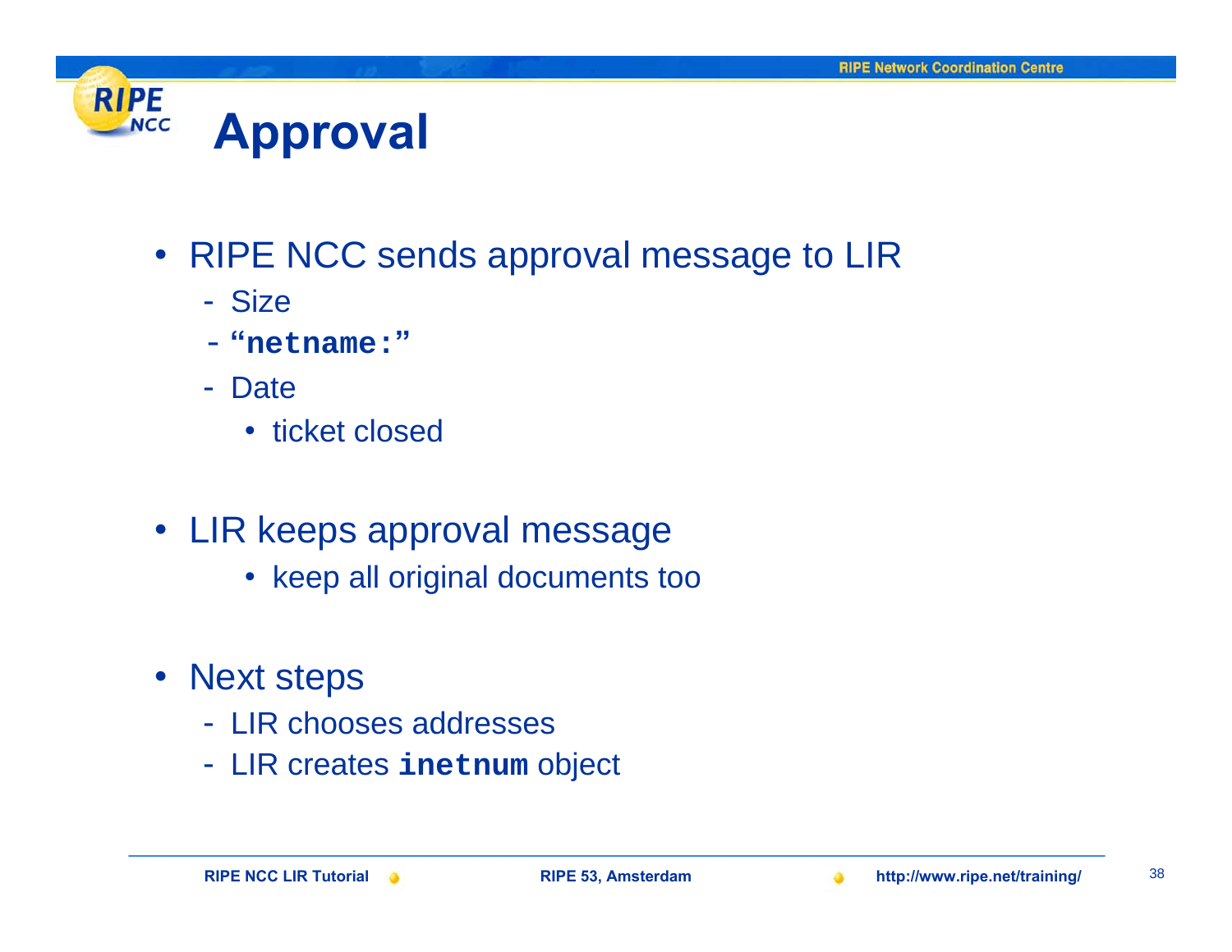# Approval

- RIPE NCC sends approval message to LIR
  - Size
  - **`“netname:”`**
  - Date
    - ticket closed

- LIR keeps approval message
  - keep all original documents too

- Next steps
  - LIR chooses addresses
  - LIR creates **`inetnum`** object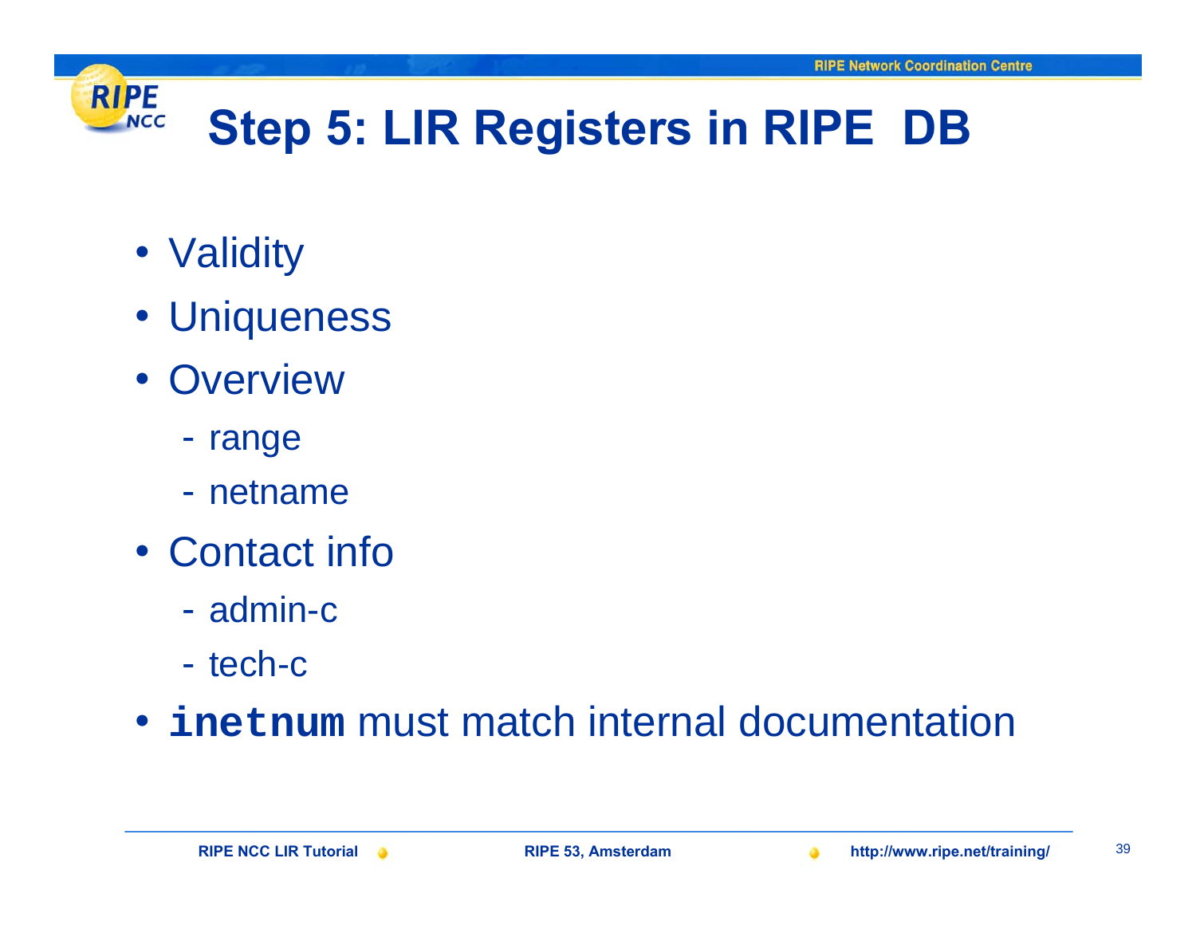# Step 5: LIR Registers in RIPE DB

- Validity
- Uniqueness
- Overview
  - range
  - netname
- Contact info
  - admin-c
  - tech-c
- **`inetnum`** must match internal documentation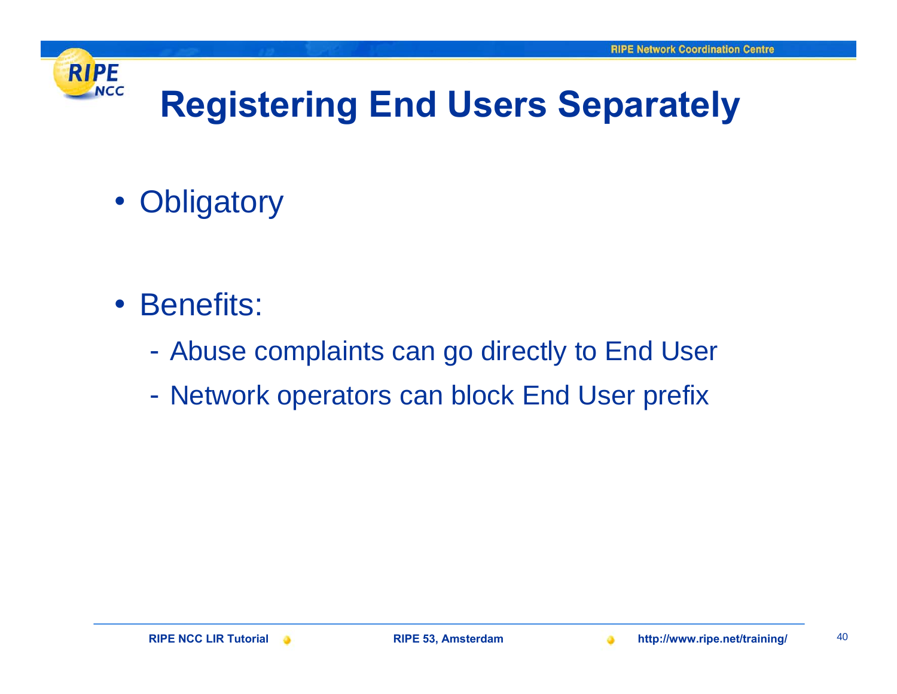# Registering End Users Separately

- Obligatory

- Benefits:
  - Abuse complaints can go directly to End User
  - Network operators can block End User prefix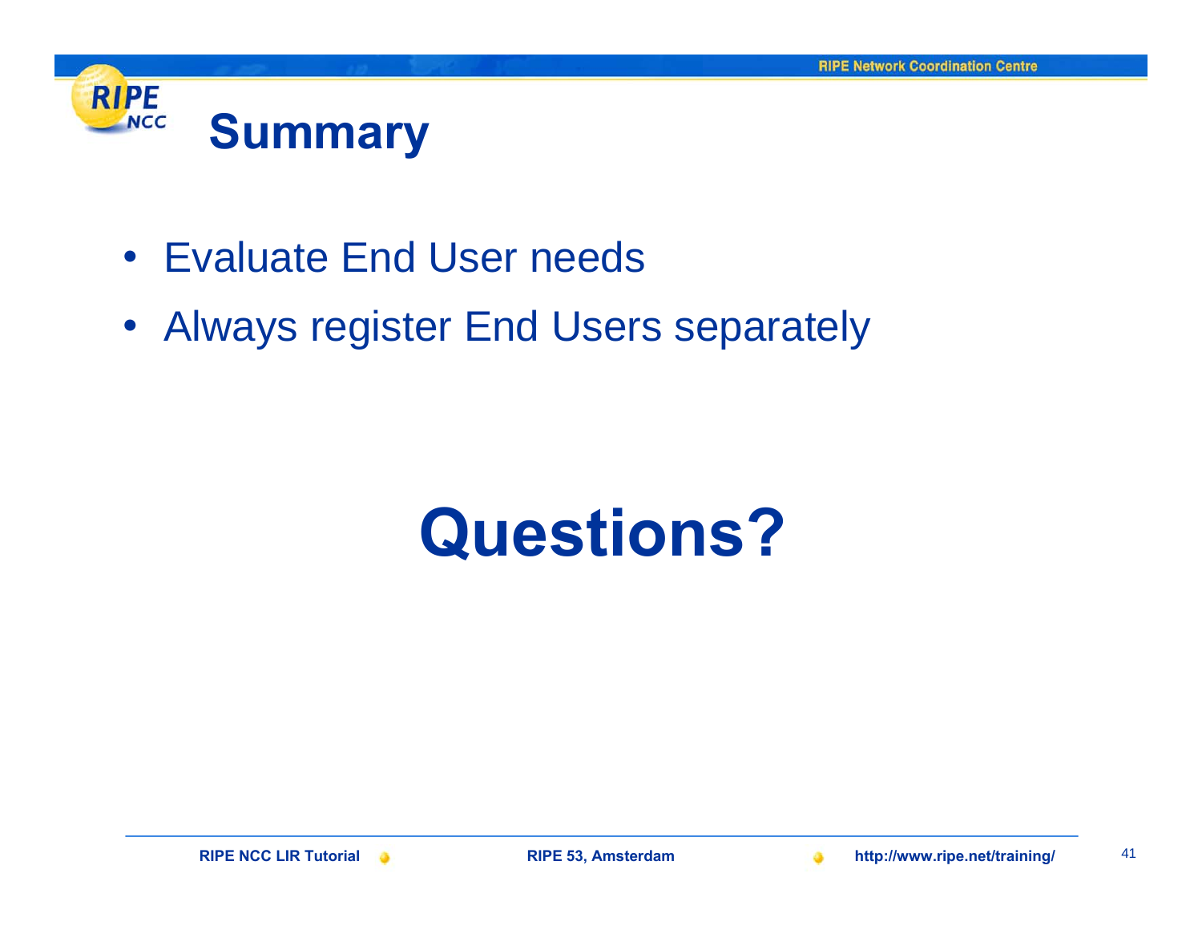# Summary

- Evaluate End User needs
- Always register End Users separately

# Questions?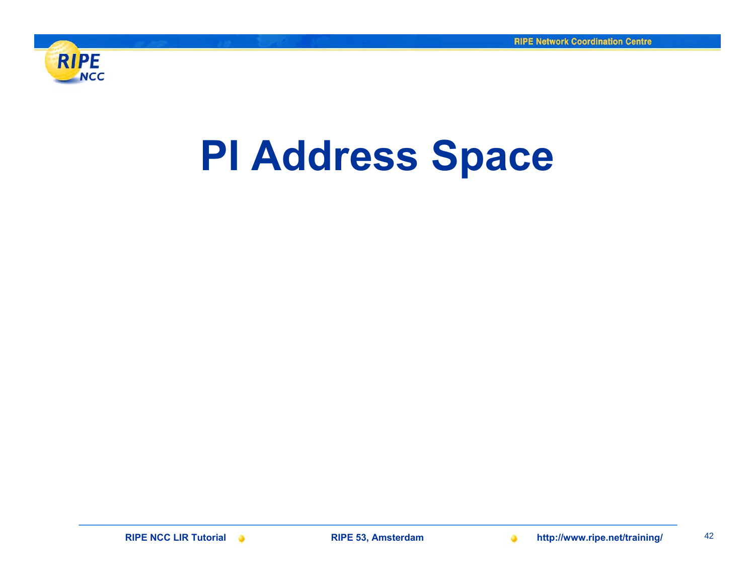# PI Address Space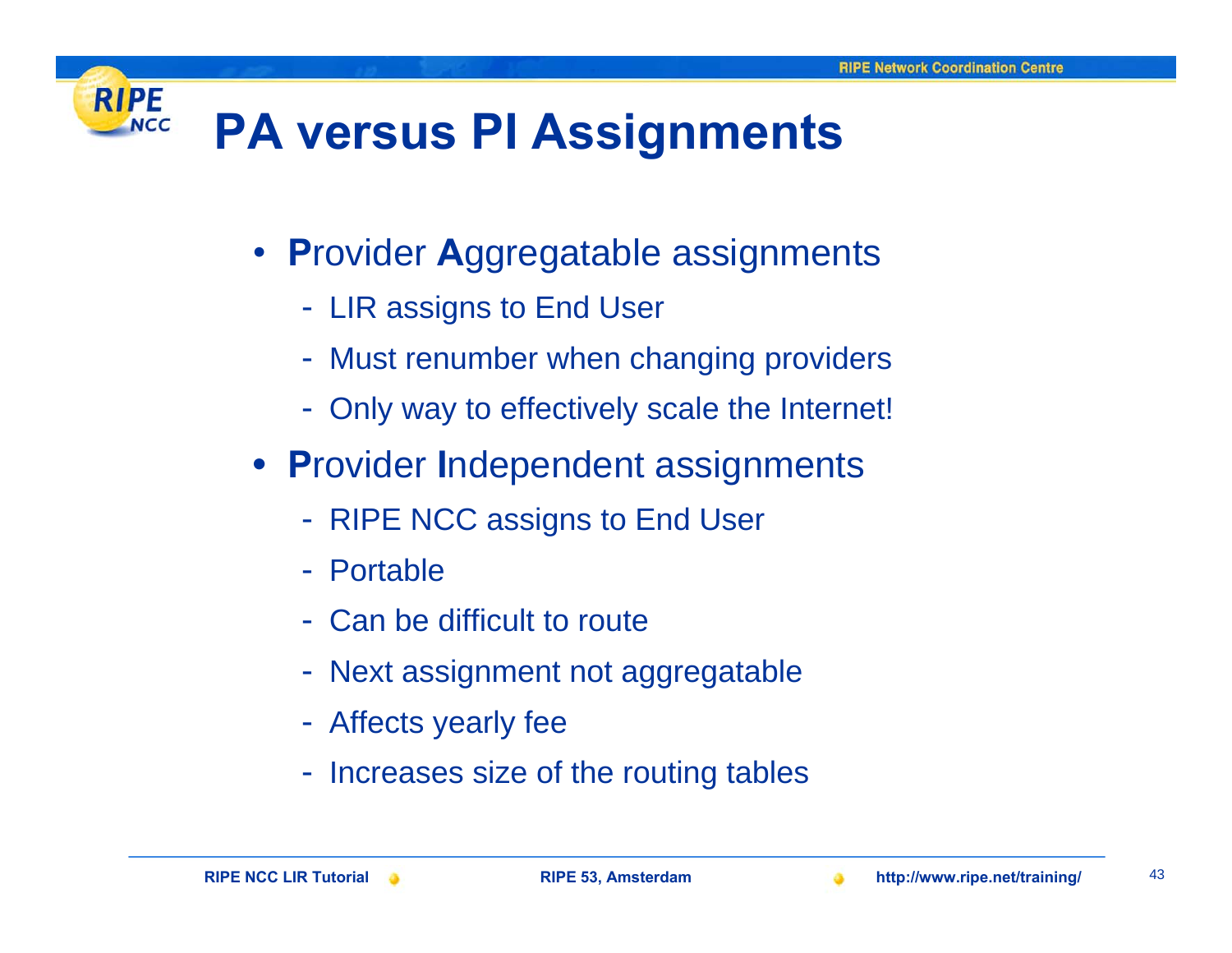# PA versus PI Assignments

- **P**rovider **A**ggregatable assignments
  - LIR assigns to End User
  - Must renumber when changing providers
  - Only way to effectively scale the Internet!
- **P**rovider **I**ndependent assignments
  - RIPE NCC assigns to End User
  - Portable
  - Can be difficult to route
  - Next assignment not aggregatable
  - Affects yearly fee
  - Increases size of the routing tables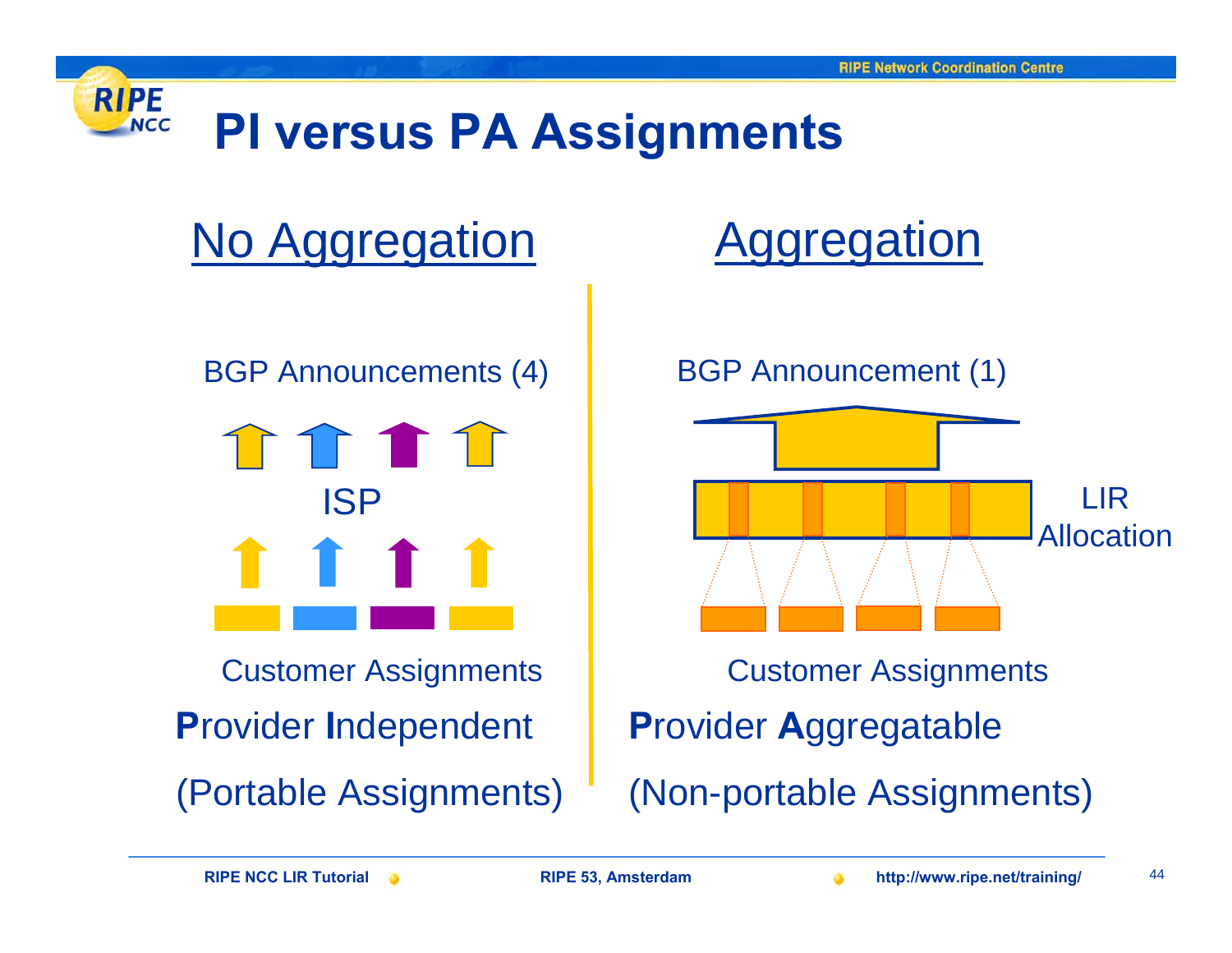# PI versus PA Assignments

## No Aggregation

BGP Announcements (4)

ISP

Customer Assignments

**P**rovider **I**ndependent

(Portable Assignments)

## Aggregation

BGP Announcement (1)

LIR Allocation

Customer Assignments

**P**rovider **A**ggregatable

(Non-portable Assignments)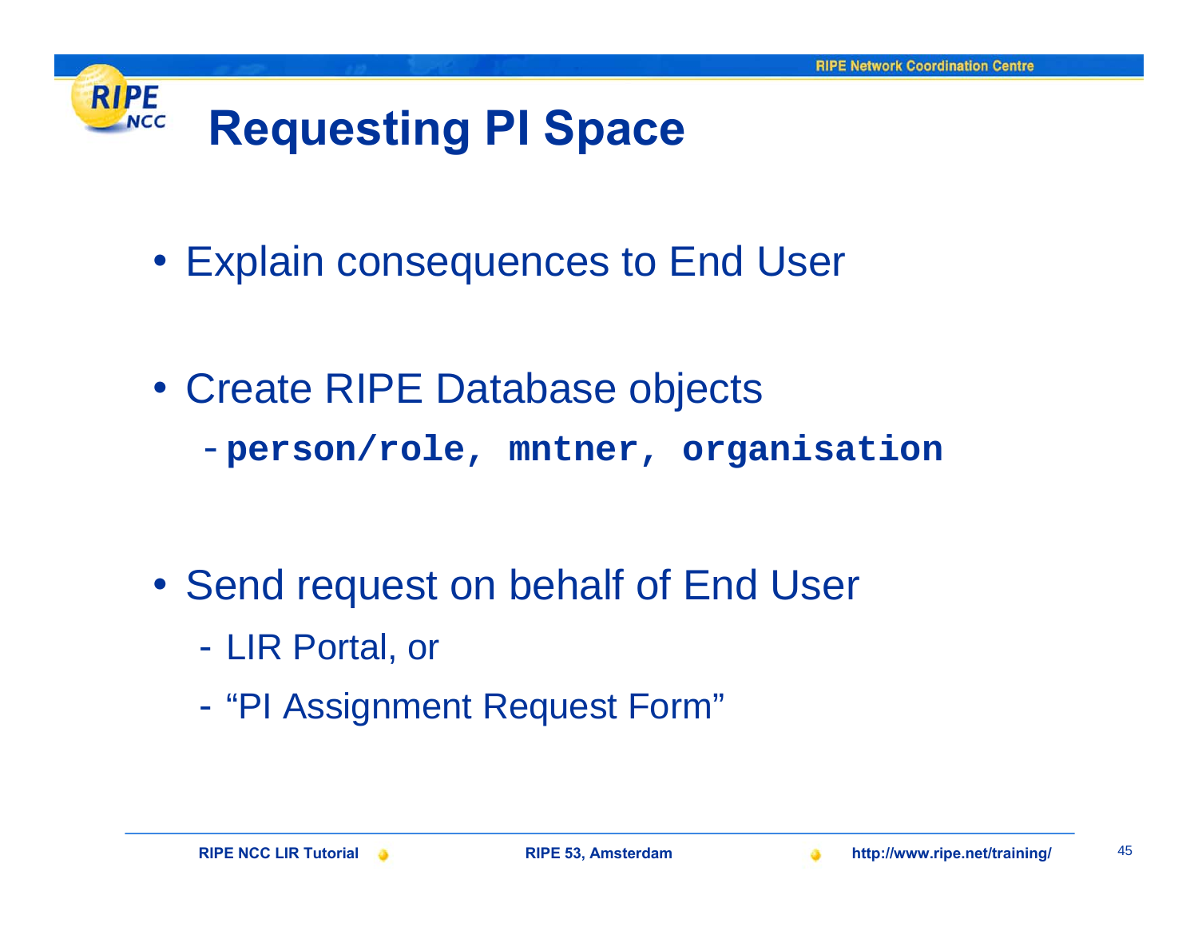# Requesting PI Space

- Explain consequences to End User
- Create RIPE Database objects
  - **`person/role, mntner, organisation`**
- Send request on behalf of End User
  - LIR Portal, or
  - "PI Assignment Request Form"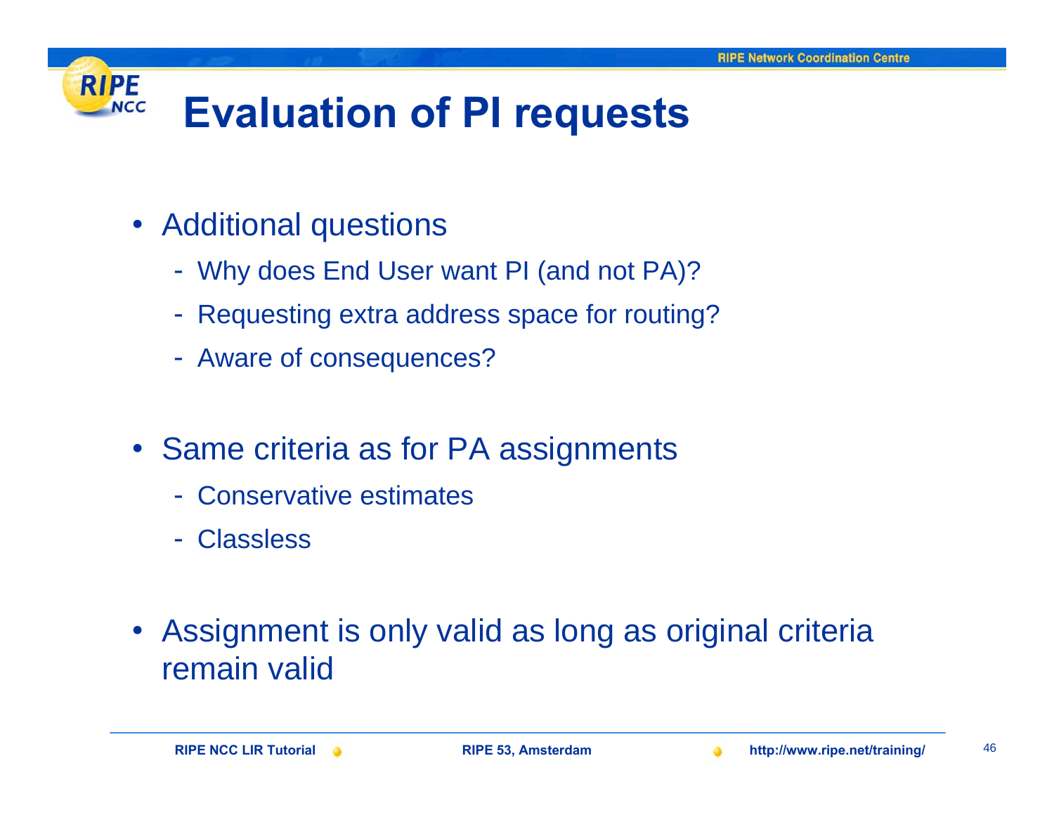# Evaluation of PI requests

- Additional questions
  - Why does End User want PI (and not PA)?
  - Requesting extra address space for routing?
  - Aware of consequences?
- Same criteria as for PA assignments
  - Conservative estimates
  - Classless
- Assignment is only valid as long as original criteria remain valid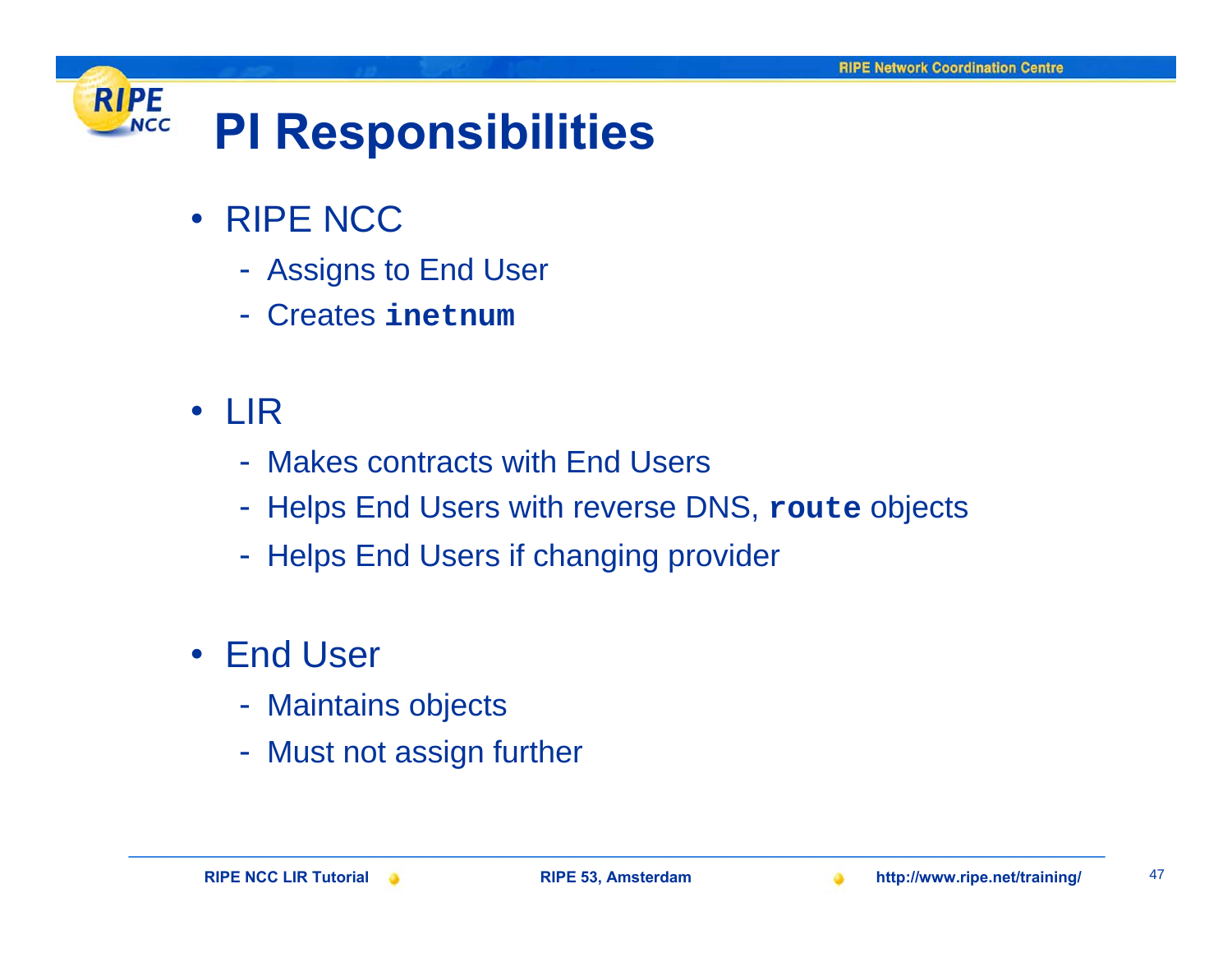# PI Responsibilities

- RIPE NCC
  - Assigns to End User
  - Creates **`inetnum`**
- LIR
  - Makes contracts with End Users
  - Helps End Users with reverse DNS, **`route`** objects
  - Helps End Users if changing provider
- End User
  - Maintains objects
  - Must not assign further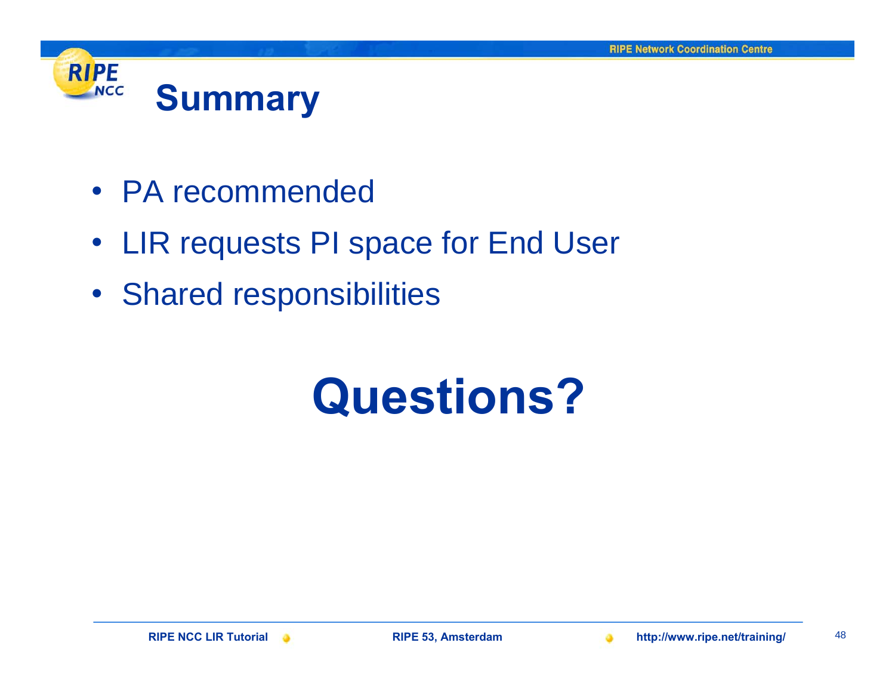# Summary

- PA recommended
- LIR requests PI space for End User
- Shared responsibilities

# Questions?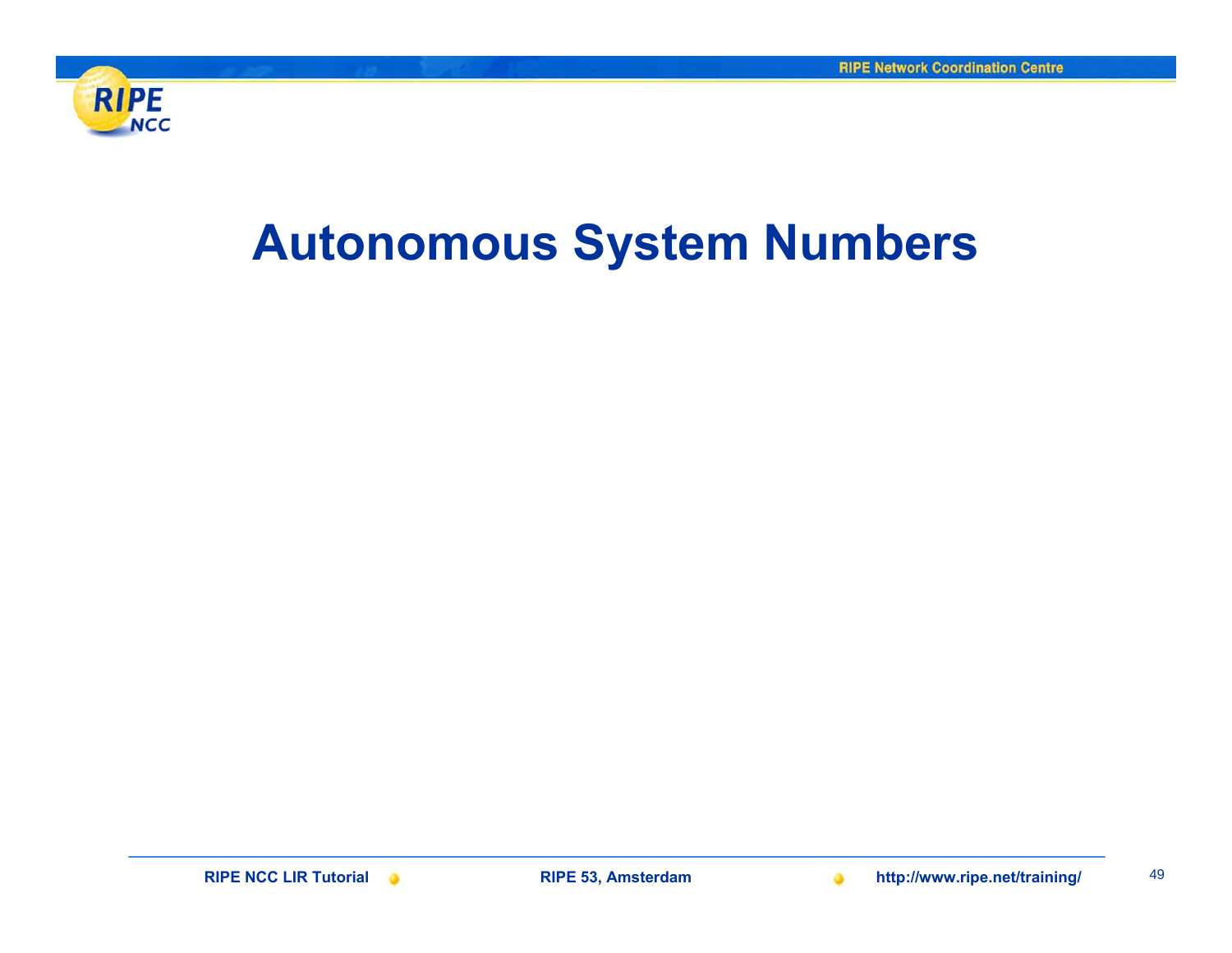# Autonomous System Numbers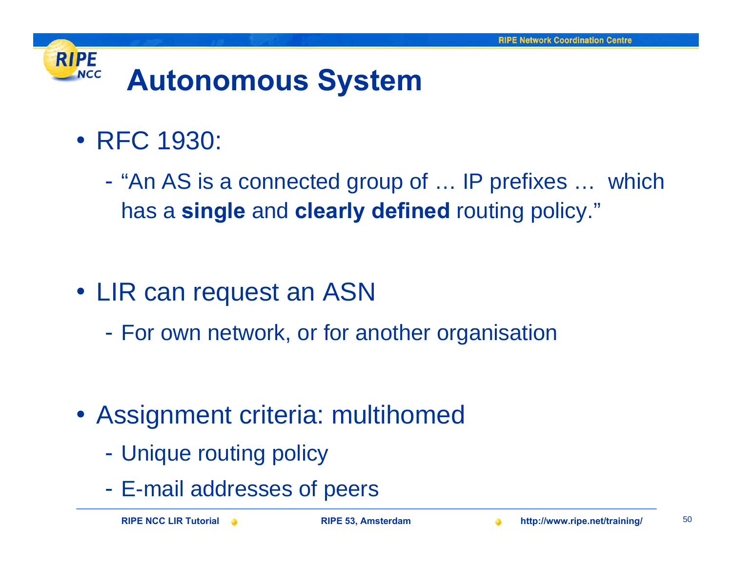# Autonomous System

- RFC 1930:
  - "An AS is a connected group of … IP prefixes … which has a **single** and **clearly defined** routing policy."

- LIR can request an ASN
  - For own network, or for another organisation

- Assignment criteria: multihomed
  - Unique routing policy
  - E-mail addresses of peers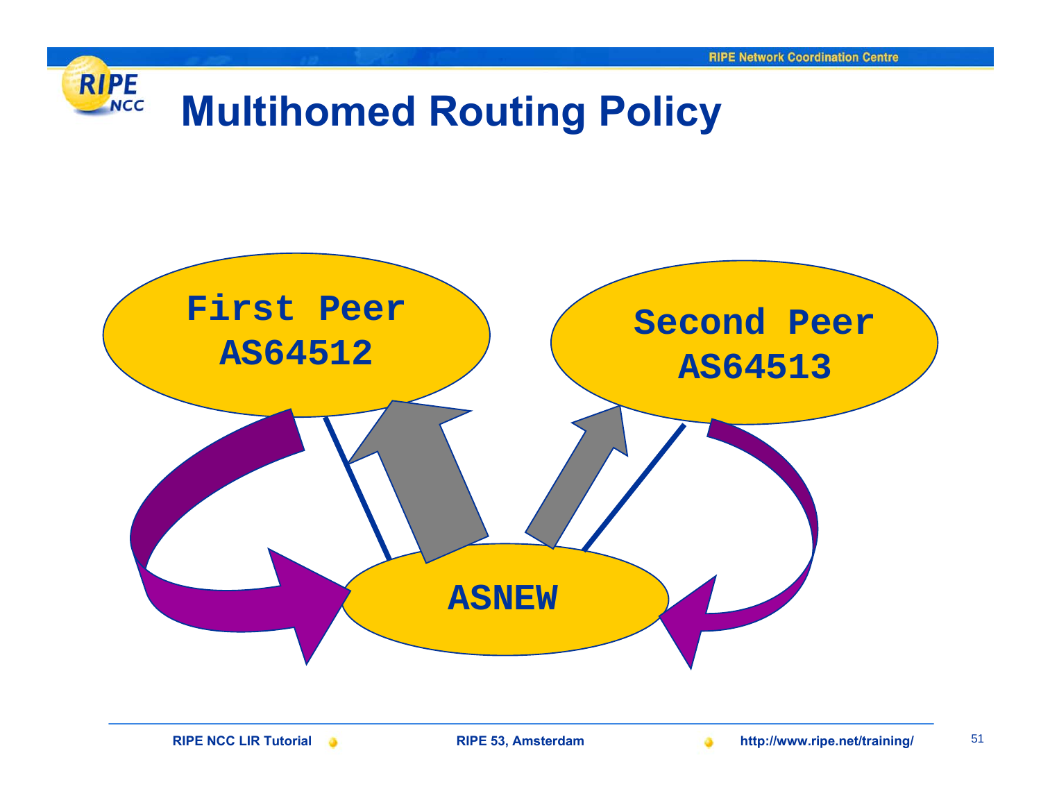# Multihomed Routing Policy

First Peer
AS64512

Second Peer
AS64513

ASNEW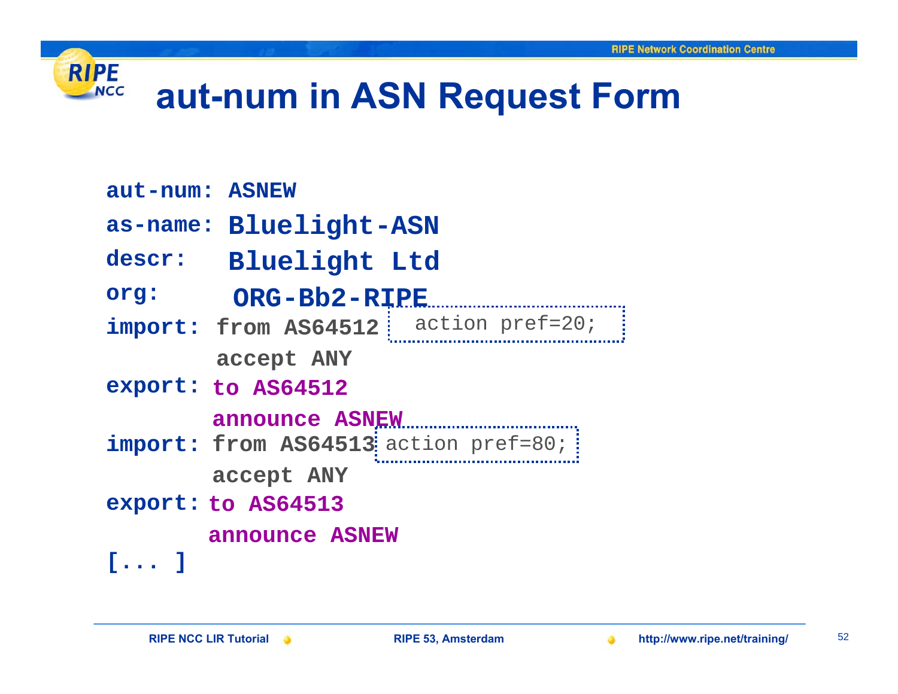# aut-num in ASN Request Form

```
aut-num: ASNEW
as-name: Bluelight-ASN
descr:   Bluelight Ltd
org:      ORG-Bb2-RIPE
import: from AS64512   action pref=20;
        accept ANY
export: to AS64512
        announce ASNEW
import: from AS64513 action pref=80;
        accept ANY
export: to AS64513
        announce ASNEW
[... ]
```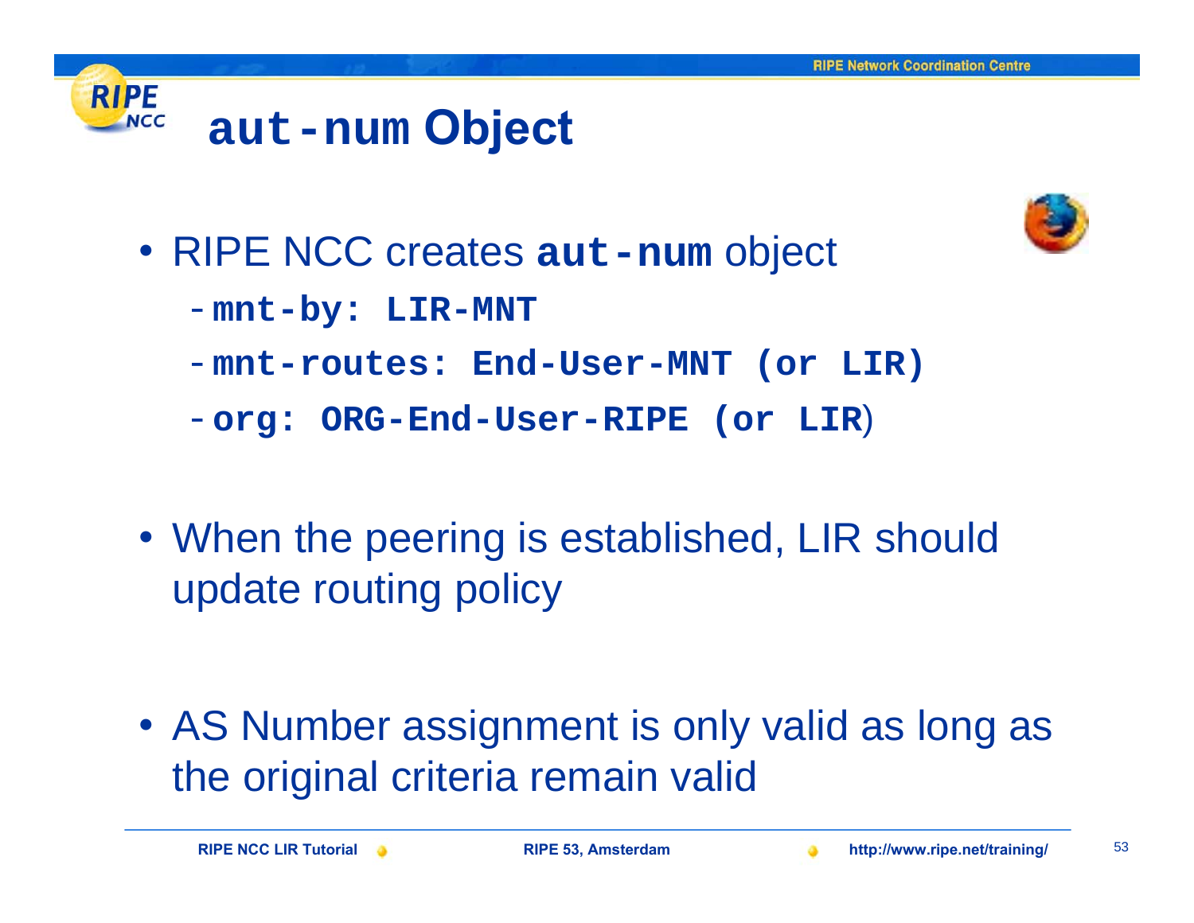# `aut-num` Object

- RIPE NCC creates **`aut-num`** object
  - **`mnt-by: LIR-MNT`**
  - **`mnt-routes: End-User-MNT (or LIR)`**
  - **`org: ORG-End-User-RIPE (or LIR`**)

- When the peering is established, LIR should update routing policy

- AS Number assignment is only valid as long as the original criteria remain valid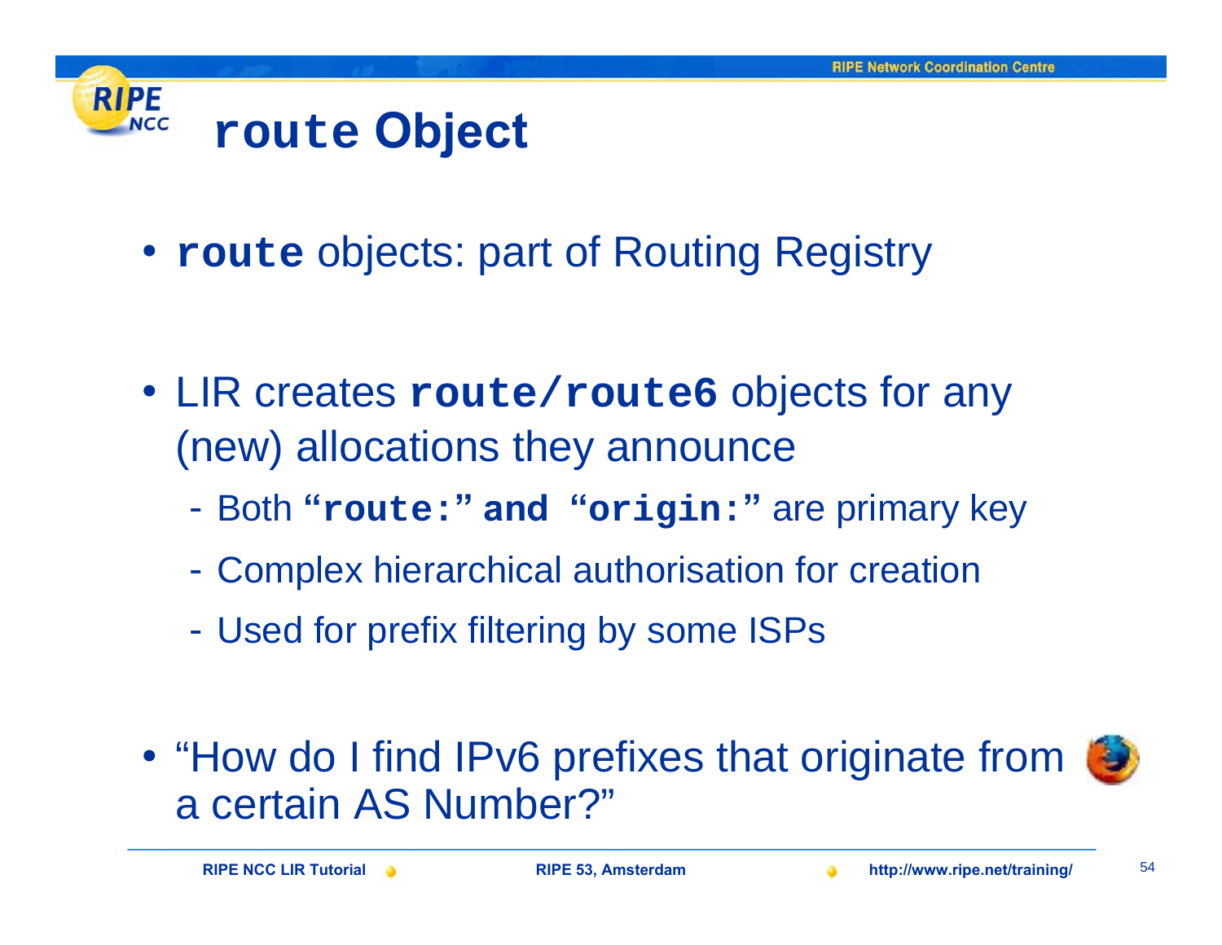# `route` Object

- **`route`** objects: part of Routing Registry

- LIR creates **`route/route6`** objects for any (new) allocations they announce
  - Both **“`route:`” `and` “`origin:`”** are primary key
  - Complex hierarchical authorisation for creation
  - Used for prefix filtering by some ISPs

- “How do I find IPv6 prefixes that originate from a certain AS Number?”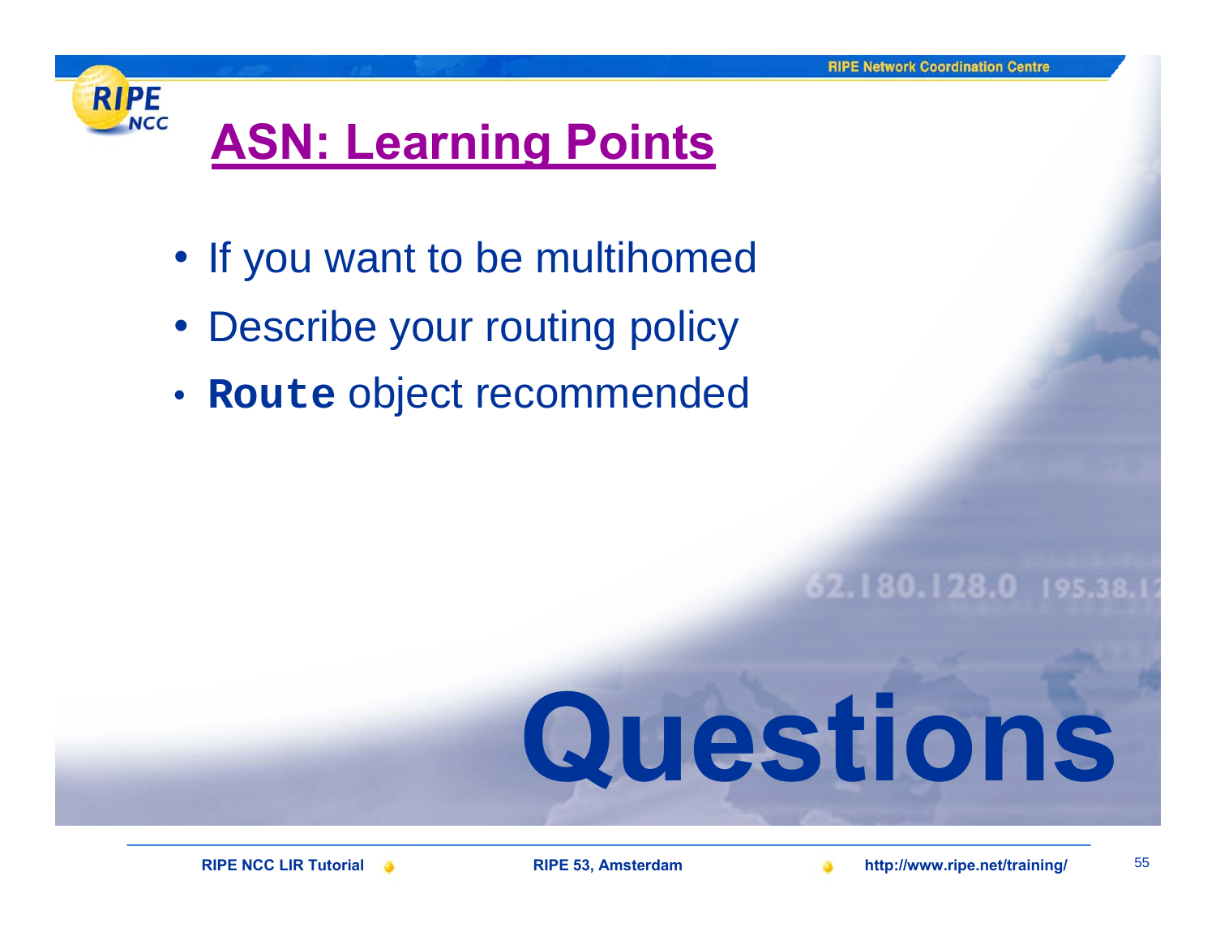# ASN: Learning Points

- If you want to be multihomed
- Describe your routing policy
- **`Route`** object recommended

**Questions**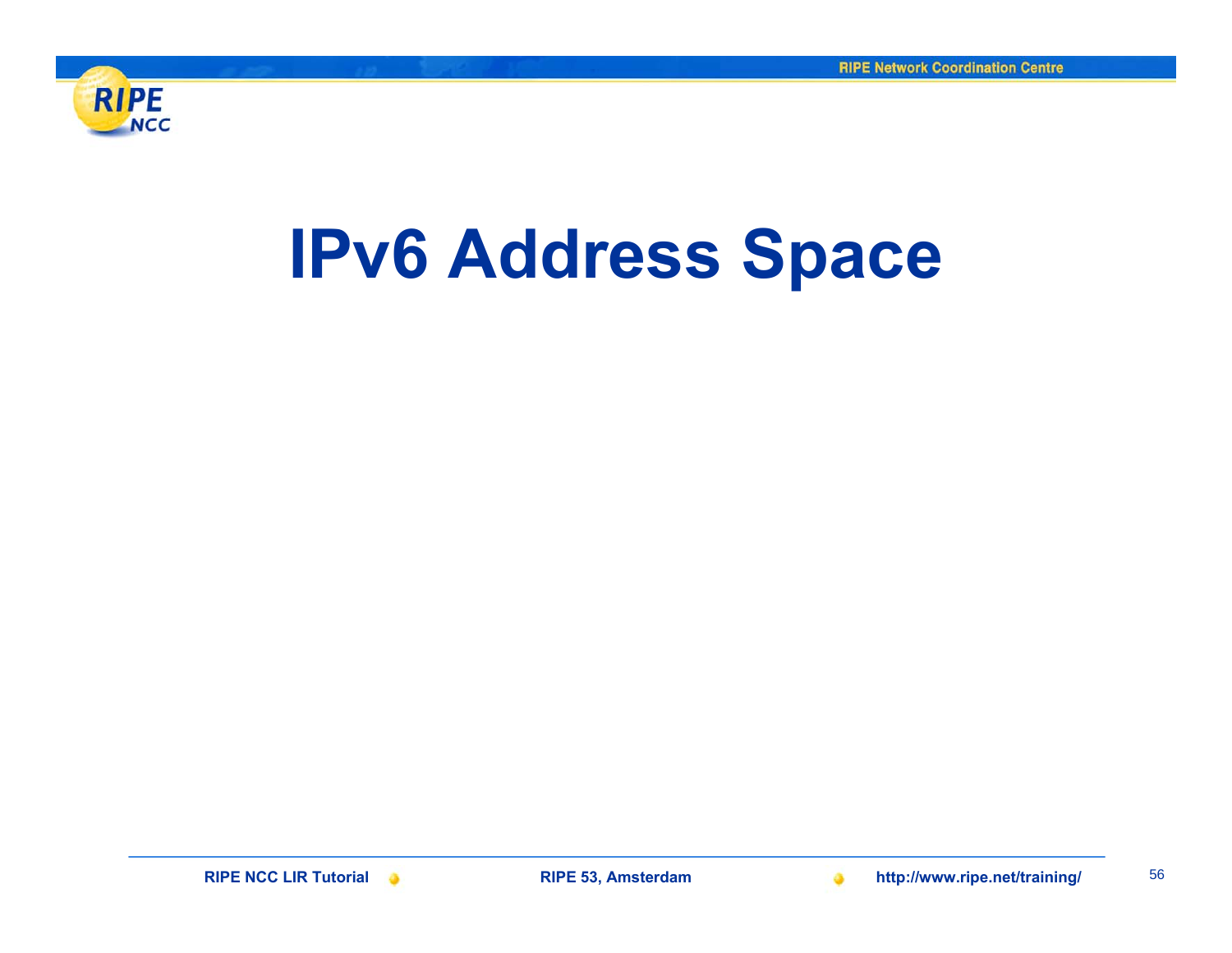# IPv6 Address Space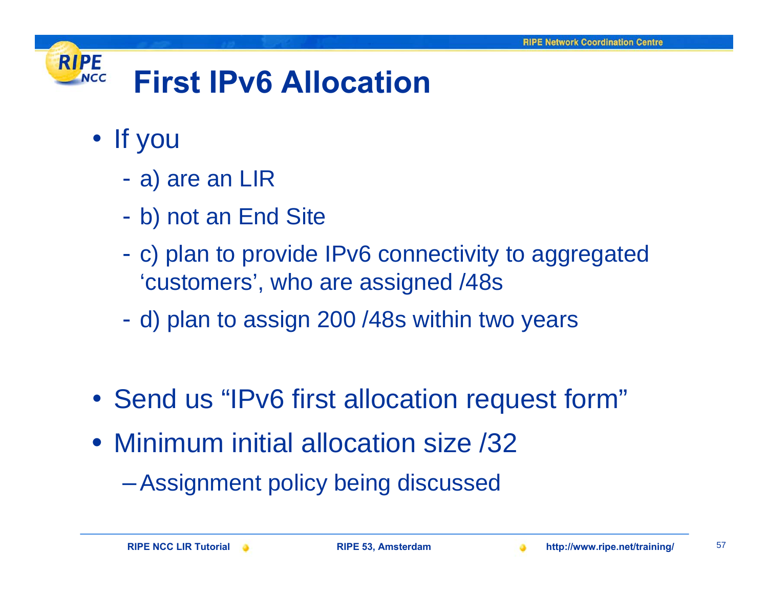# First IPv6 Allocation

- If you
  - a) are an LIR
  - b) not an End Site
  - c) plan to provide IPv6 connectivity to aggregated 'customers', who are assigned /48s
  - d) plan to assign 200 /48s within two years

- Send us "IPv6 first allocation request form"
- Minimum initial allocation size /32
  - Assignment policy being discussed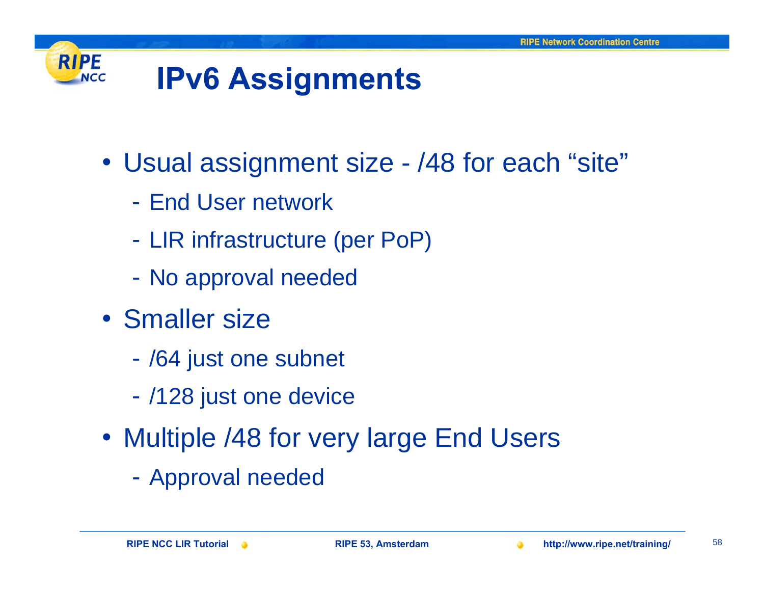# IPv6 Assignments

- Usual assignment size - /48 for each “site”
  - End User network
  - LIR infrastructure (per PoP)
  - No approval needed
- Smaller size
  - /64 just one subnet
  - /128 just one device
- Multiple /48 for very large End Users
  - Approval needed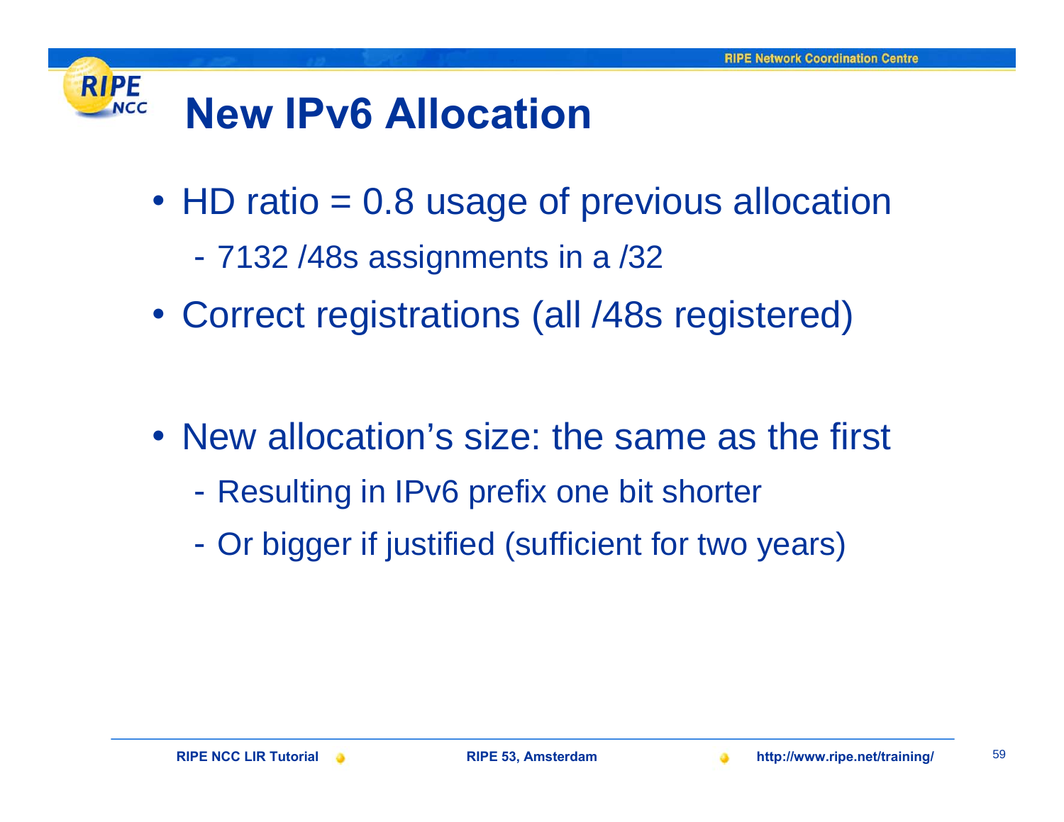# New IPv6 Allocation

- HD ratio = 0.8 usage of previous allocation
  - 7132 /48s assignments in a /32
- Correct registrations (all /48s registered)

- New allocation's size: the same as the first
  - Resulting in IPv6 prefix one bit shorter
  - Or bigger if justified (sufficient for two years)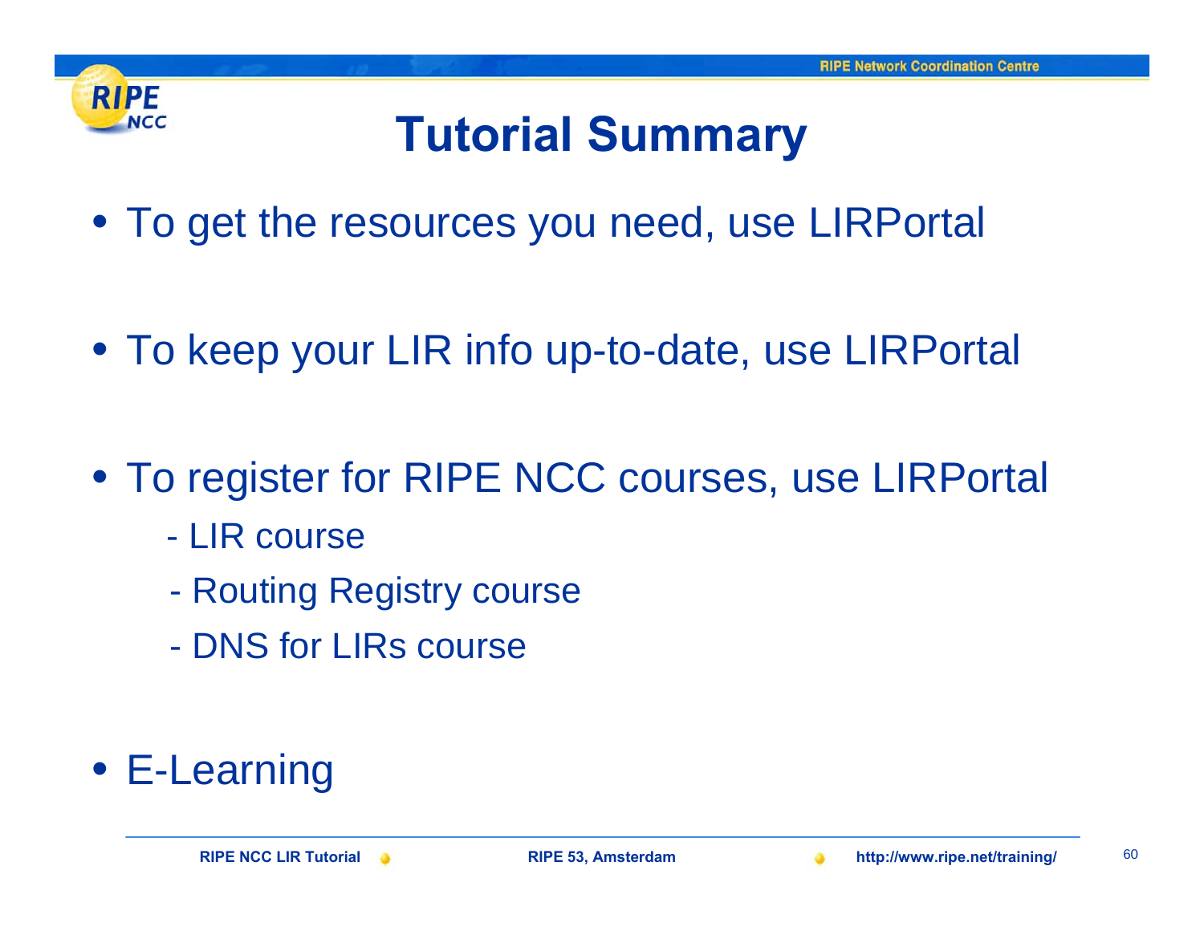# Tutorial Summary

- To get the resources you need, use LIRPortal
- To keep your LIR info up-to-date, use LIRPortal
- To register for RIPE NCC courses, use LIRPortal
  - LIR course
  - Routing Registry course
  - DNS for LIRs course
- E-Learning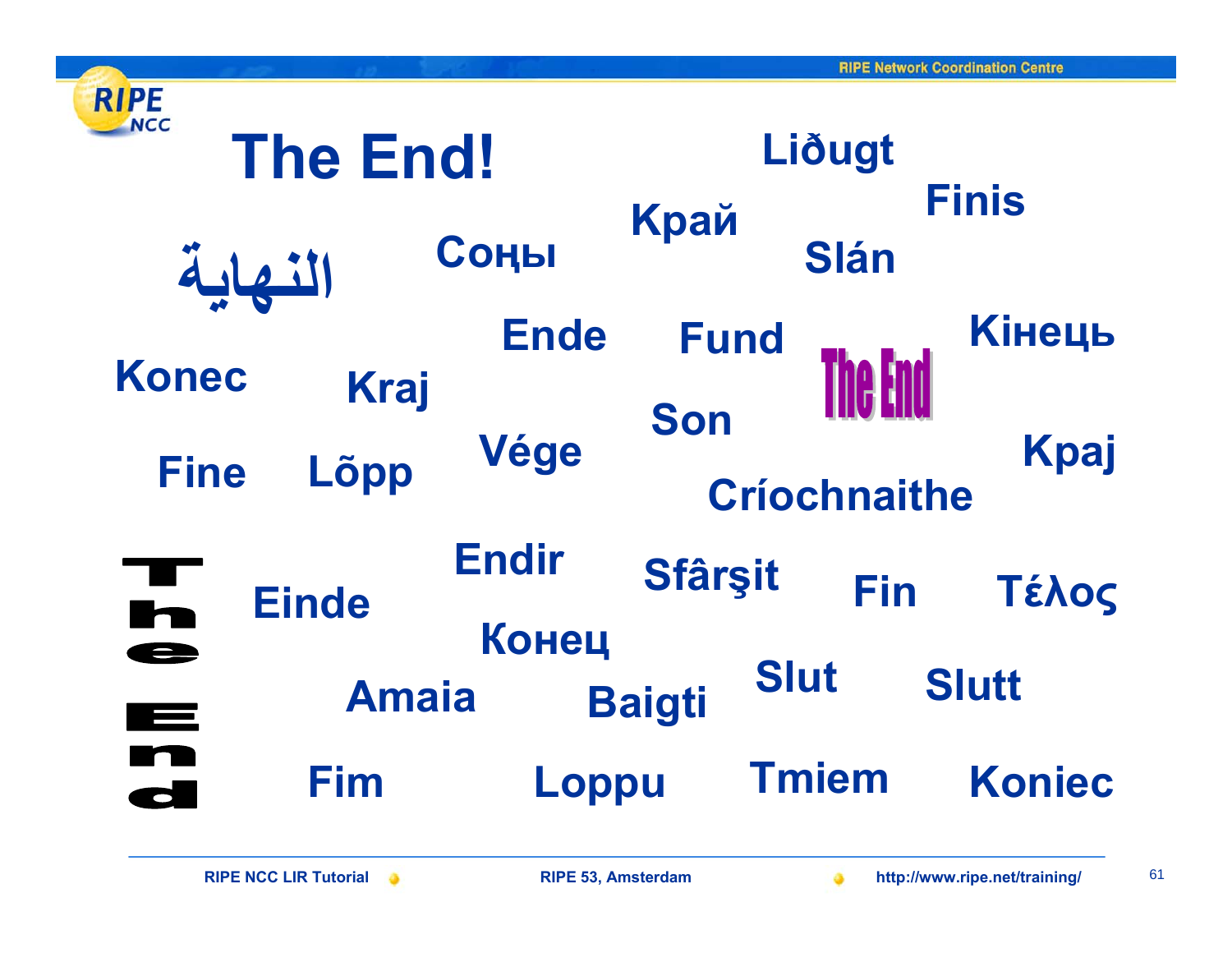# The End!

Liðugt

Finis

Край

Slán

النهاية

Соңы

Ende

Fund

The End

Кінець

Konec

Kraj

Son

Fine

Lõpp

Vége

Крај

Críochnaithe

The End

Endir

Sfârşit

Fin

Τέλος

Einde

Конец

Amaia

Baigti

Slut

Slutt

Fim

Loppu

Tmiem

Koniec